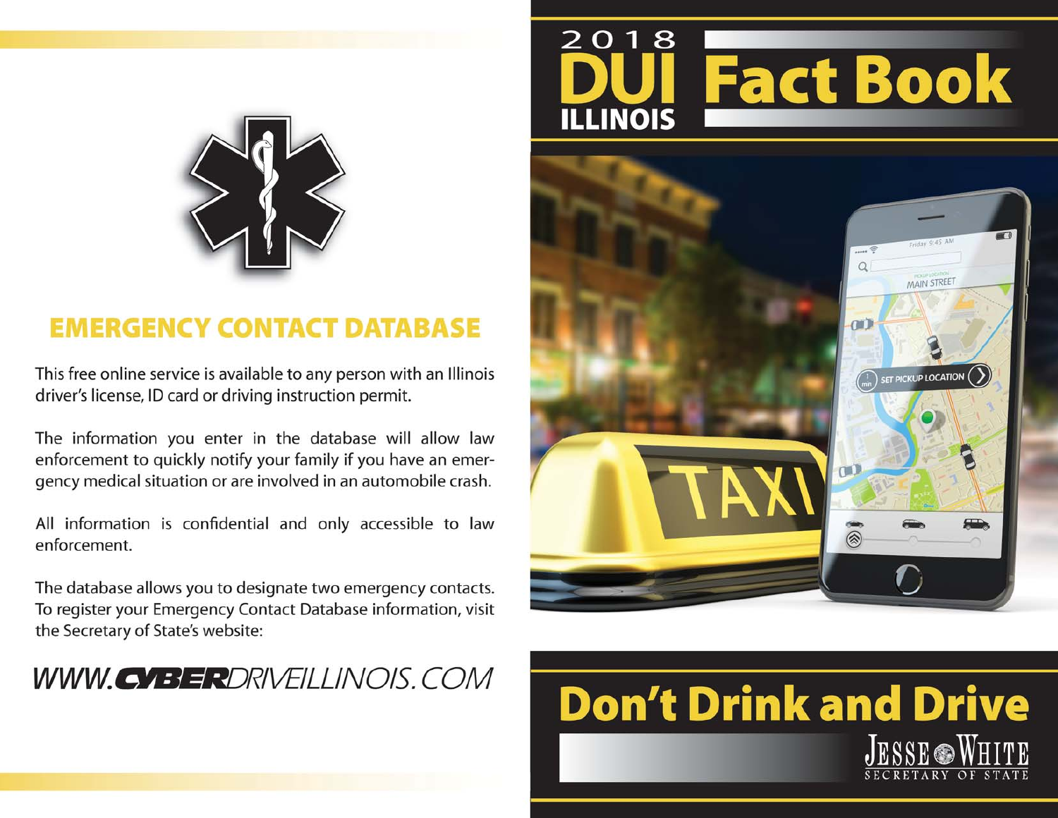# 2018 DUI Fact Book
## ILLINOIS

## EMERGENCY CONTACT DATABASE

This free online service is available to any person with an Illinois driver's license, ID card or driving instruction permit.

The information you enter in the database will allow law enforcement to quickly notify your family if you have an emergency medical situation or are involved in an automobile crash.

All information is confidential and only accessible to law enforcement.

The database allows you to designate two emergency contacts. To register your Emergency Contact Database information, visit the Secretary of State's website:

*WWW.**CYBER**DRIVEILLINOIS.COM*

## Don't Drink and Drive

JESSE WHITE
SECRETARY OF STATE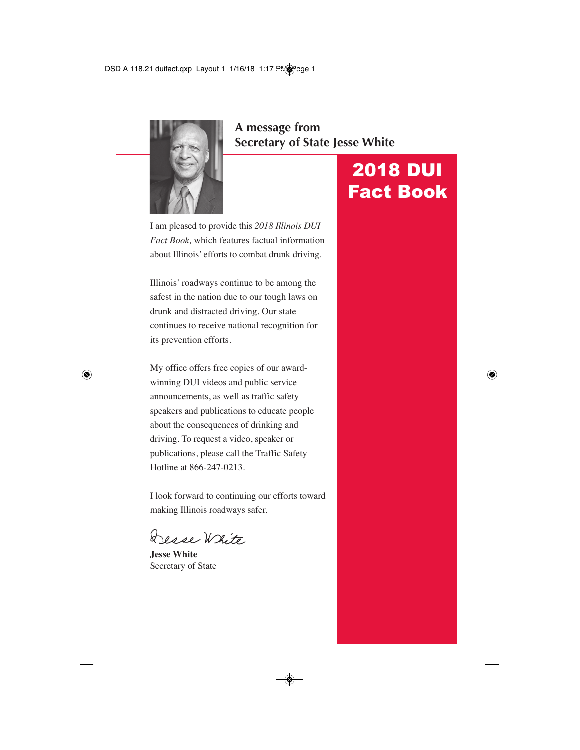## A message from Secretary of State Jesse White

# 2018 DUI Fact Book

I am pleased to provide this *2018 Illinois DUI Fact Book,* which features factual information about Illinois' efforts to combat drunk driving.

Illinois' roadways continue to be among the safest in the nation due to our tough laws on drunk and distracted driving. Our state continues to receive national recognition for its prevention efforts.

My office offers free copies of our award-winning DUI videos and public service announcements, as well as traffic safety speakers and publications to educate people about the consequences of drinking and driving. To request a video, speaker or publications, please call the Traffic Safety Hotline at 866-247-0213.

I look forward to continuing our efforts toward making Illinois roadways safer.

Jesse White

**Jesse White**
Secretary of State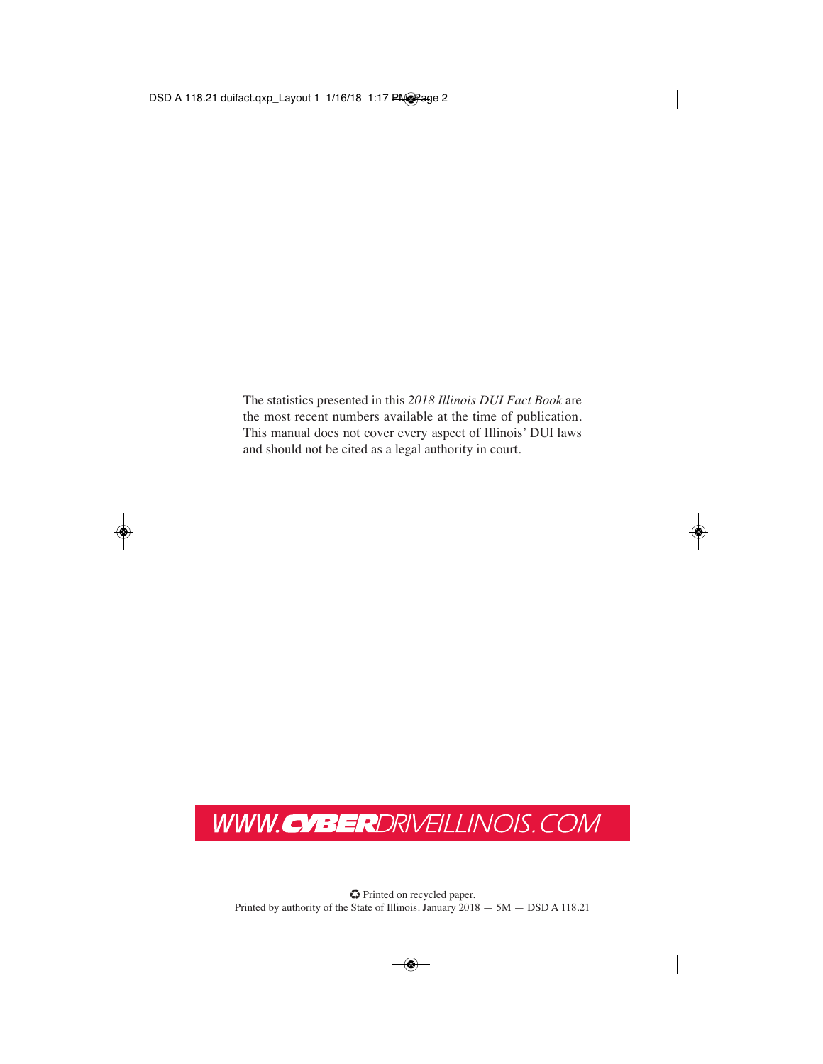The statistics presented in this *2018 Illinois DUI Fact Book* are the most recent numbers available at the time of publication. This manual does not cover every aspect of Illinois' DUI laws and should not be cited as a legal authority in court.

WWW.CYBERDRIVEILLINOIS.COM

♻ Printed on recycled paper.
Printed by authority of the State of Illinois. January 2018 — 5M — DSD A 118.21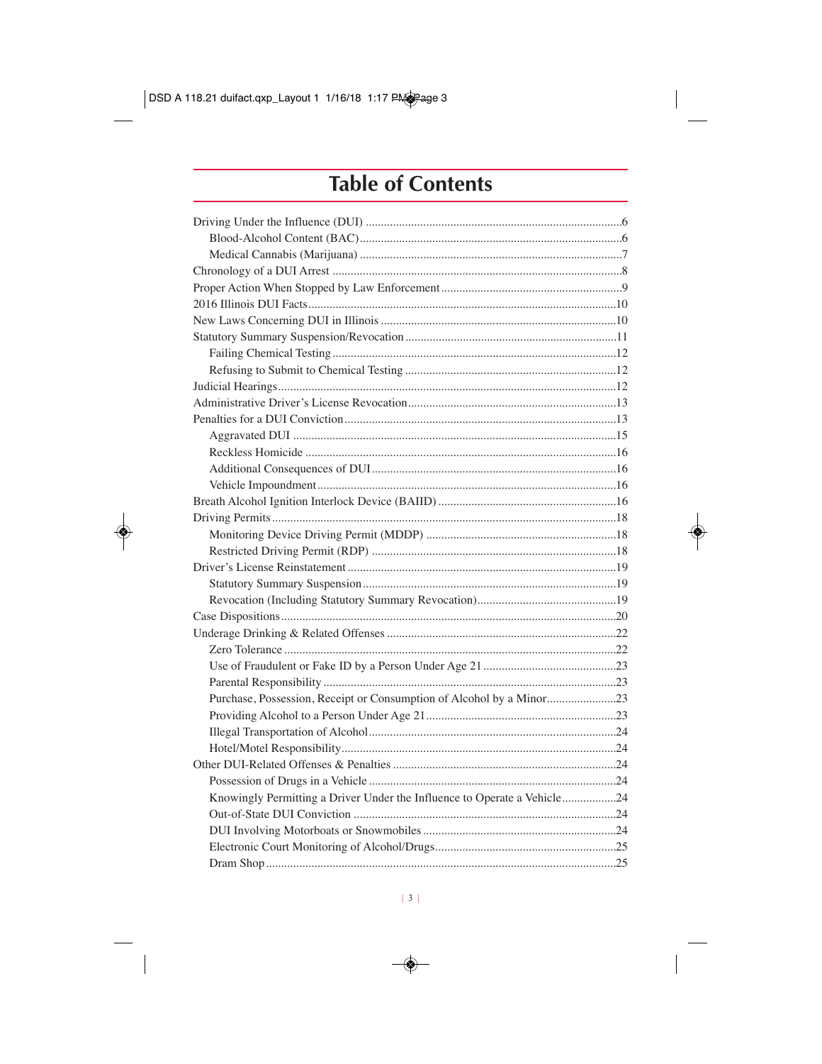# Table of Contents

- Driving Under the Influence (DUI) ....................6
  - Blood-Alcohol Content (BAC) ....................6
  - Medical Cannabis (Marijuana) ....................7
- Chronology of a DUI Arrest ....................8
- Proper Action When Stopped by Law Enforcement ....................9
- 2016 Illinois DUI Facts ....................10
- New Laws Concerning DUI in Illinois ....................10
- Statutory Summary Suspension/Revocation ....................11
  - Failing Chemical Testing ....................12
  - Refusing to Submit to Chemical Testing ....................12
- Judicial Hearings ....................12
- Administrative Driver's License Revocation ....................13
- Penalties for a DUI Conviction ....................13
  - Aggravated DUI ....................15
  - Reckless Homicide ....................16
  - Additional Consequences of DUI ....................16
  - Vehicle Impoundment ....................16
- Breath Alcohol Ignition Interlock Device (BAIID) ....................16
- Driving Permits ....................18
  - Monitoring Device Driving Permit (MDDP) ....................18
  - Restricted Driving Permit (RDP) ....................18
- Driver's License Reinstatement ....................19
  - Statutory Summary Suspension ....................19
  - Revocation (Including Statutory Summary Revocation) ....................19
- Case Dispositions ....................20
- Underage Drinking & Related Offenses ....................22
  - Zero Tolerance ....................22
  - Use of Fraudulent or Fake ID by a Person Under Age 21 ....................23
  - Parental Responsibility ....................23
  - Purchase, Possession, Receipt or Consumption of Alcohol by a Minor ....................23
  - Providing Alcohol to a Person Under Age 21 ....................23
  - Illegal Transportation of Alcohol ....................24
  - Hotel/Motel Responsibility ....................24
- Other DUI-Related Offenses & Penalties ....................24
  - Possession of Drugs in a Vehicle ....................24
  - Knowingly Permitting a Driver Under the Influence to Operate a Vehicle ....................24
  - Out-of-State DUI Conviction ....................24
  - DUI Involving Motorboats or Snowmobiles ....................24
  - Electronic Court Monitoring of Alcohol/Drugs ....................25
  - Dram Shop ....................25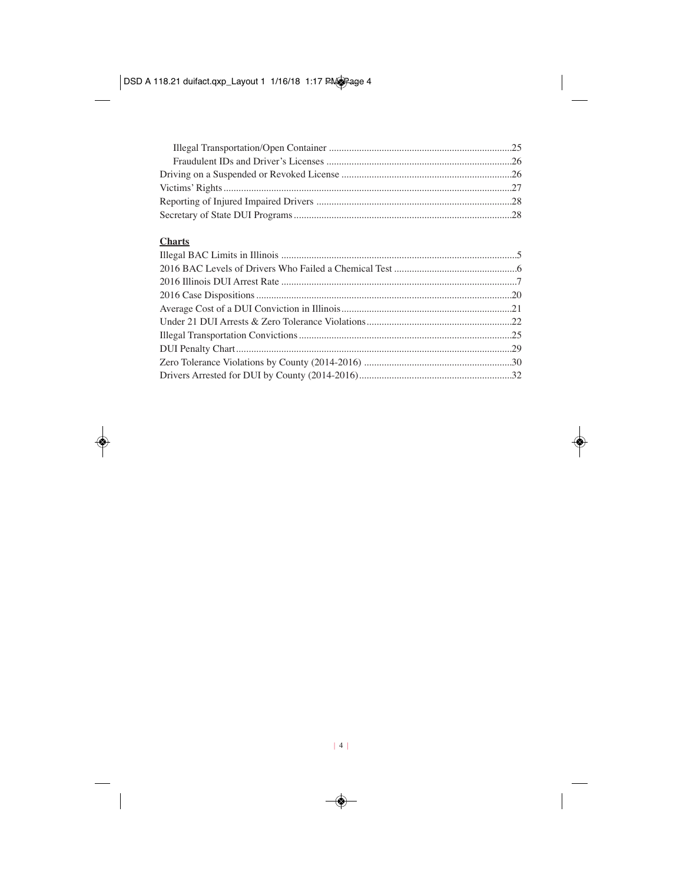Illegal Transportation/Open Container ........................................................................25
Fraudulent IDs and Driver's Licenses .........................................................................26

Driving on a Suspended or Revoked License ...................................................................26

Victims' Rights ..................................................................................................................27

Reporting of Injured Impaired Drivers .............................................................................28

Secretary of State DUI Programs ......................................................................................28

**Charts**

Illegal BAC Limits in Illinois .............................................................................................5

2016 BAC Levels of Drivers Who Failed a Chemical Test .................................................6

2016 Illinois DUI Arrest Rate .............................................................................................7

2016 Case Dispositions .....................................................................................................20

Average Cost of a DUI Conviction in Illinois ...................................................................21

Under 21 DUI Arrests & Zero Tolerance Violations .........................................................22

Illegal Transportation Convictions ....................................................................................25

DUI Penalty Chart .............................................................................................................29

Zero Tolerance Violations by County (2014-2016) ..........................................................30

Drivers Arrested for DUI by County (2014-2016) ............................................................32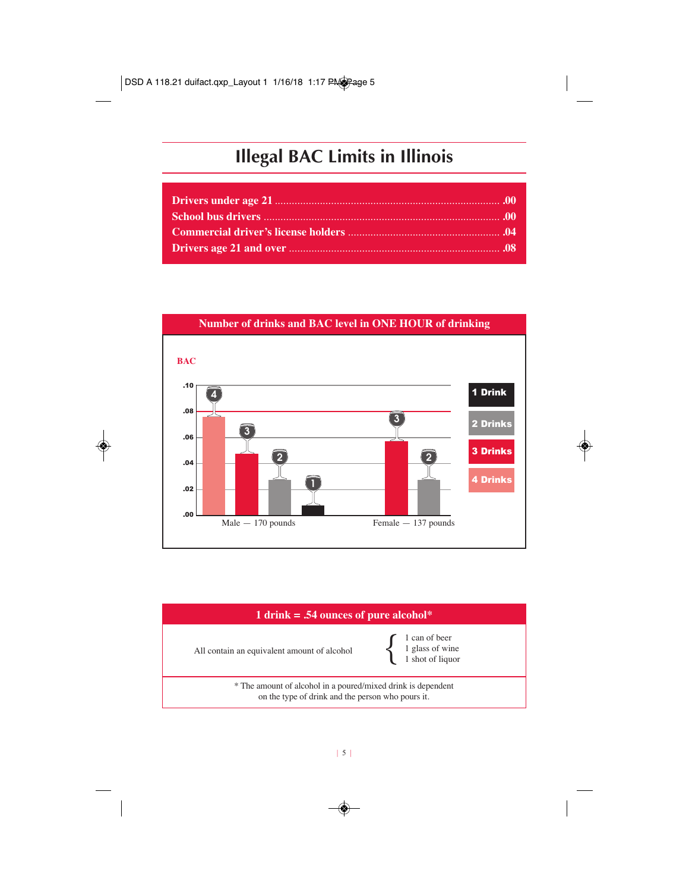# Illegal BAC Limits in Illinois

| | |
|---|---|
| **Drivers under age 21** | **.00** |
| **School bus drivers** | **.00** |
| **Commercial driver's license holders** | **.04** |
| **Drivers age 21 and over** | **.08** |

**Number of drinks and BAC level in ONE HOUR of drinking**

BAC

| | 4 Drinks | 3 Drinks | 2 Drinks | 1 Drink |
|---|---|---|---|---|
| Male — 170 pounds | .076 | .048 | .028 | .008 |
| Female — 137 pounds | | .058 | .028 | |

**1 drink = .54 ounces of pure alcohol***

All contain an equivalent amount of alcohol:
- 1 can of beer
- 1 glass of wine
- 1 shot of liquor

\* The amount of alcohol in a poured/mixed drink is dependent on the type of drink and the person who pours it.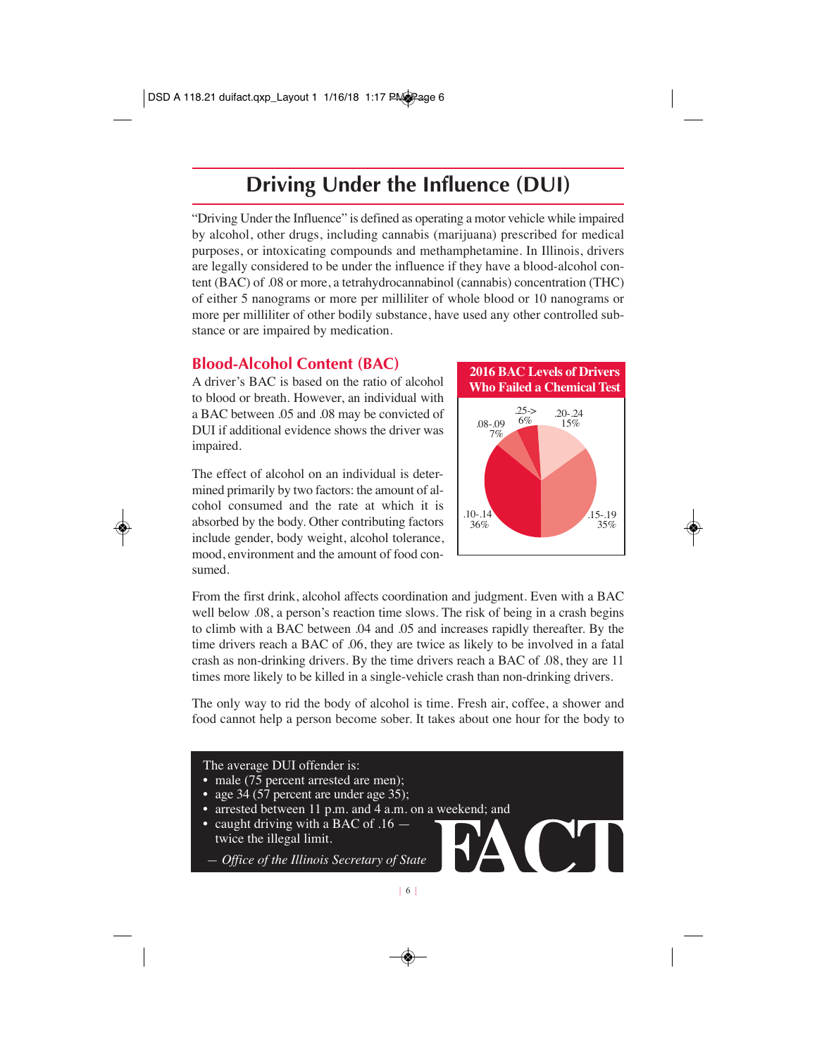# Driving Under the Influence (DUI)

"Driving Under the Influence" is defined as operating a motor vehicle while impaired by alcohol, other drugs, including cannabis (marijuana) prescribed for medical purposes, or intoxicating compounds and methamphetamine. In Illinois, drivers are legally considered to be under the influence if they have a blood-alcohol content (BAC) of .08 or more, a tetrahydrocannabinol (cannabis) concentration (THC) of either 5 nanograms or more per milliliter of whole blood or 10 nanograms or more per milliliter of other bodily substance, have used any other controlled substance or are impaired by medication.

## Blood-Alcohol Content (BAC)

A driver's BAC is based on the ratio of alcohol to blood or breath. However, an individual with a BAC between .05 and .08 may be convicted of DUI if additional evidence shows the driver was impaired.

The effect of alcohol on an individual is determined primarily by two factors: the amount of alcohol consumed and the rate at which it is absorbed by the body. Other contributing factors include gender, body weight, alcohol tolerance, mood, environment and the amount of food consumed.

**2016 BAC Levels of Drivers Who Failed a Chemical Test**

| BAC Level | Percent |
|---|---|
| .08-.09 | 7% |
| .10-.14 | 36% |
| .15-.19 | 35% |
| .20-.24 | 15% |
| .25-> | 6% |

From the first drink, alcohol affects coordination and judgment. Even with a BAC well below .08, a person's reaction time slows. The risk of being in a crash begins to climb with a BAC between .04 and .05 and increases rapidly thereafter. By the time drivers reach a BAC of .06, they are twice as likely to be involved in a fatal crash as non-drinking drivers. By the time drivers reach a BAC of .08, they are 11 times more likely to be killed in a single-vehicle crash than non-drinking drivers.

The only way to rid the body of alcohol is time. Fresh air, coffee, a shower and food cannot help a person become sober. It takes about one hour for the body to

**FACT**

The average DUI offender is:

- male (75 percent arrested are men);
- age 34 (57 percent are under age 35);
- arrested between 11 p.m. and 4 a.m. on a weekend; and
- caught driving with a BAC of .16 — twice the illegal limit.

*— Office of the Illinois Secretary of State*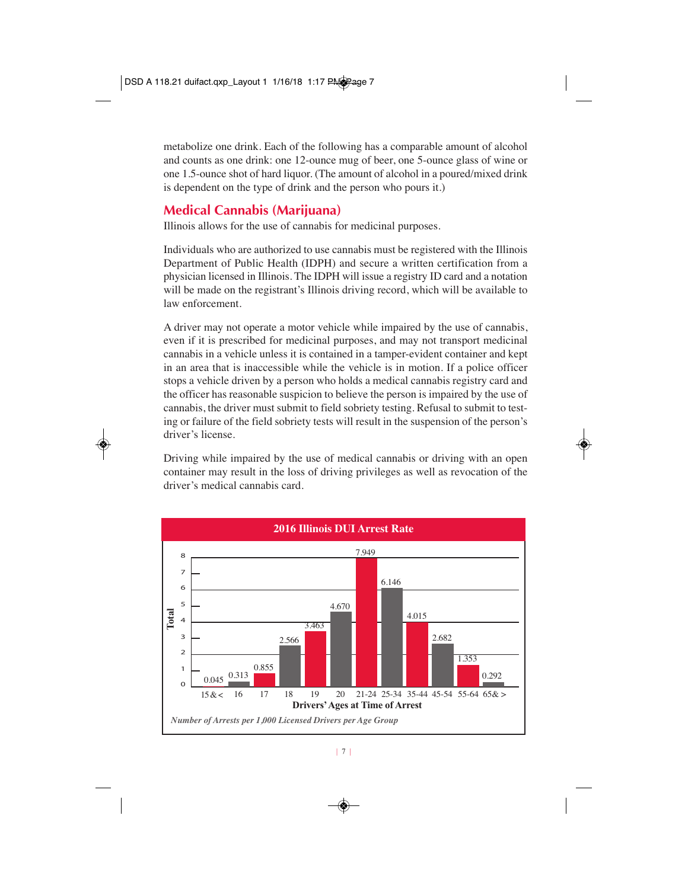metabolize one drink. Each of the following has a comparable amount of alcohol and counts as one drink: one 12-ounce mug of beer, one 5-ounce glass of wine or one 1.5-ounce shot of hard liquor. (The amount of alcohol in a poured/mixed drink is dependent on the type of drink and the person who pours it.)

## Medical Cannabis (Marijuana)

Illinois allows for the use of cannabis for medicinal purposes.

Individuals who are authorized to use cannabis must be registered with the Illinois Department of Public Health (IDPH) and secure a written certification from a physician licensed in Illinois. The IDPH will issue a registry ID card and a notation will be made on the registrant's Illinois driving record, which will be available to law enforcement.

A driver may not operate a motor vehicle while impaired by the use of cannabis, even if it is prescribed for medicinal purposes, and may not transport medicinal cannabis in a vehicle unless it is contained in a tamper-evident container and kept in an area that is inaccessible while the vehicle is in motion. If a police officer stops a vehicle driven by a person who holds a medical cannabis registry card and the officer has reasonable suspicion to believe the person is impaired by the use of cannabis, the driver must submit to field sobriety testing. Refusal to submit to testing or failure of the field sobriety tests will result in the suspension of the person's driver's license.

Driving while impaired by the use of medical cannabis or driving with an open container may result in the loss of driving privileges as well as revocation of the driver's medical cannabis card.

**2016 Illinois DUI Arrest Rate**

| Drivers' Ages at Time of Arrest | Total |
|---|---|
| 15 & < | 0.045 |
| 16 | 0.313 |
| 17 | 0.855 |
| 18 | 2.566 |
| 19 | 3.463 |
| 20 | 4.670 |
| 21-24 | 7.949 |
| 25-34 | 6.146 |
| 35-44 | 4.015 |
| 45-54 | 2.682 |
| 55-64 | 1.353 |
| 65& > | 0.292 |

*Number of Arrests per 1,000 Licensed Drivers per Age Group*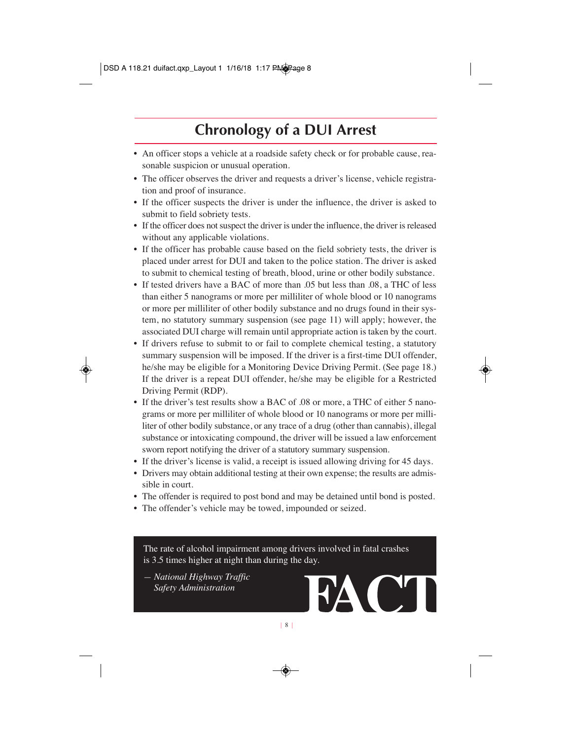## Chronology of a DUI Arrest

- An officer stops a vehicle at a roadside safety check or for probable cause, reasonable suspicion or unusual operation.
- The officer observes the driver and requests a driver's license, vehicle registration and proof of insurance.
- If the officer suspects the driver is under the influence, the driver is asked to submit to field sobriety tests.
- If the officer does not suspect the driver is under the influence, the driver is released without any applicable violations.
- If the officer has probable cause based on the field sobriety tests, the driver is placed under arrest for DUI and taken to the police station. The driver is asked to submit to chemical testing of breath, blood, urine or other bodily substance.
- If tested drivers have a BAC of more than .05 but less than .08, a THC of less than either 5 nanograms or more per milliliter of whole blood or 10 nanograms or more per milliliter of other bodily substance and no drugs found in their system, no statutory summary suspension (see page 11) will apply; however, the associated DUI charge will remain until appropriate action is taken by the court.
- If drivers refuse to submit to or fail to complete chemical testing, a statutory summary suspension will be imposed. If the driver is a first-time DUI offender, he/she may be eligible for a Monitoring Device Driving Permit. (See page 18.) If the driver is a repeat DUI offender, he/she may be eligible for a Restricted Driving Permit (RDP).
- If the driver's test results show a BAC of .08 or more, a THC of either 5 nanograms or more per milliliter of whole blood or 10 nanograms or more per milliliter of other bodily substance, or any trace of a drug (other than cannabis), illegal substance or intoxicating compound, the driver will be issued a law enforcement sworn report notifying the driver of a statutory summary suspension.
- If the driver's license is valid, a receipt is issued allowing driving for 45 days.
- Drivers may obtain additional testing at their own expense; the results are admissible in court.
- The offender is required to post bond and may be detained until bond is posted.
- The offender's vehicle may be towed, impounded or seized.

The rate of alcohol impairment among drivers involved in fatal crashes is 3.5 times higher at night than during the day.

*— National Highway Traffic Safety Administration*

**FACT**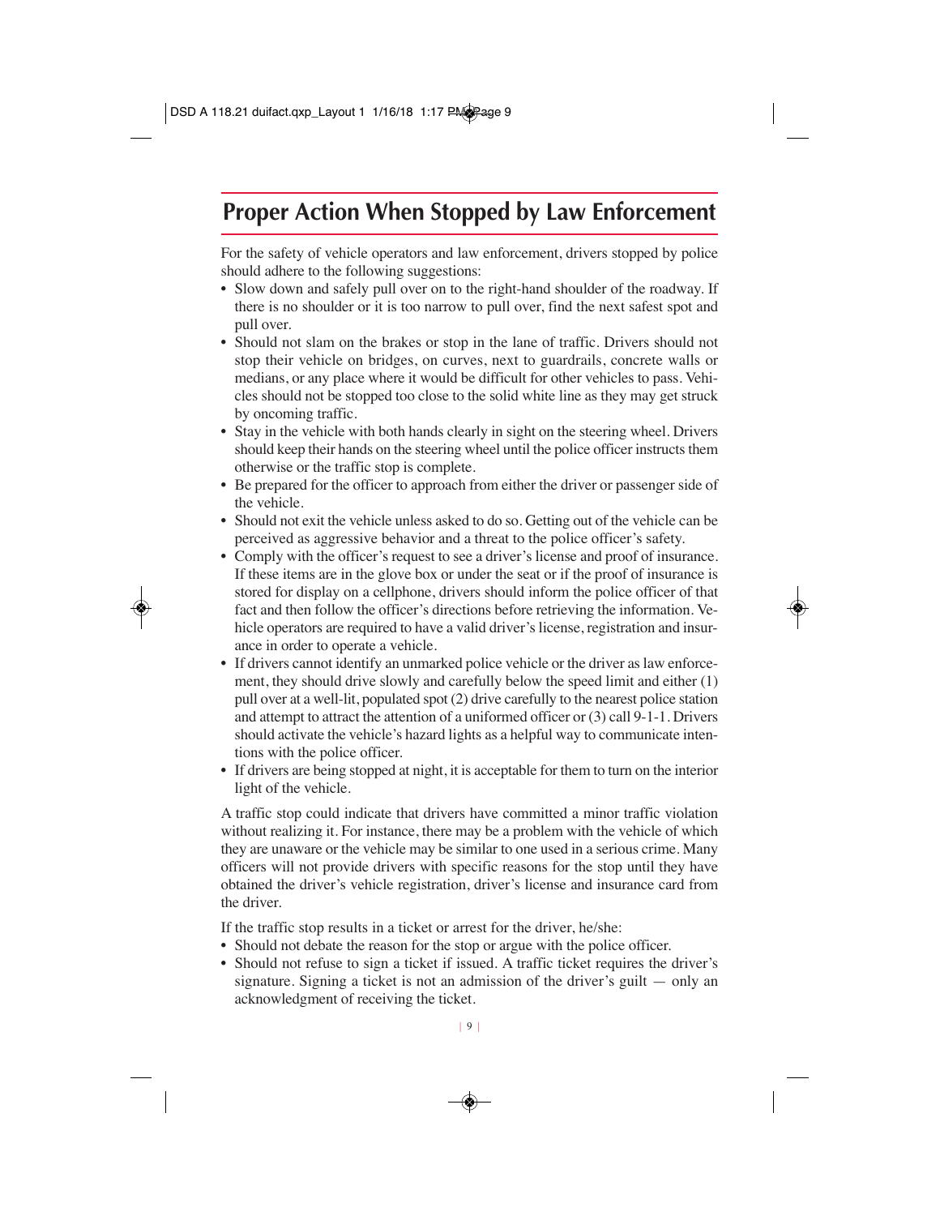# Proper Action When Stopped by Law Enforcement

For the safety of vehicle operators and law enforcement, drivers stopped by police should adhere to the following suggestions:

- Slow down and safely pull over on to the right-hand shoulder of the roadway. If there is no shoulder or it is too narrow to pull over, find the next safest spot and pull over.
- Should not slam on the brakes or stop in the lane of traffic. Drivers should not stop their vehicle on bridges, on curves, next to guardrails, concrete walls or medians, or any place where it would be difficult for other vehicles to pass. Vehicles should not be stopped too close to the solid white line as they may get struck by oncoming traffic.
- Stay in the vehicle with both hands clearly in sight on the steering wheel. Drivers should keep their hands on the steering wheel until the police officer instructs them otherwise or the traffic stop is complete.
- Be prepared for the officer to approach from either the driver or passenger side of the vehicle.
- Should not exit the vehicle unless asked to do so. Getting out of the vehicle can be perceived as aggressive behavior and a threat to the police officer's safety.
- Comply with the officer's request to see a driver's license and proof of insurance. If these items are in the glove box or under the seat or if the proof of insurance is stored for display on a cellphone, drivers should inform the police officer of that fact and then follow the officer's directions before retrieving the information. Vehicle operators are required to have a valid driver's license, registration and insurance in order to operate a vehicle.
- If drivers cannot identify an unmarked police vehicle or the driver as law enforcement, they should drive slowly and carefully below the speed limit and either (1) pull over at a well-lit, populated spot (2) drive carefully to the nearest police station and attempt to attract the attention of a uniformed officer or (3) call 9-1-1. Drivers should activate the vehicle's hazard lights as a helpful way to communicate intentions with the police officer.
- If drivers are being stopped at night, it is acceptable for them to turn on the interior light of the vehicle.

A traffic stop could indicate that drivers have committed a minor traffic violation without realizing it. For instance, there may be a problem with the vehicle of which they are unaware or the vehicle may be similar to one used in a serious crime. Many officers will not provide drivers with specific reasons for the stop until they have obtained the driver's vehicle registration, driver's license and insurance card from the driver.

If the traffic stop results in a ticket or arrest for the driver, he/she:

- Should not debate the reason for the stop or argue with the police officer.
- Should not refuse to sign a ticket if issued. A traffic ticket requires the driver's signature. Signing a ticket is not an admission of the driver's guilt — only an acknowledgment of receiving the ticket.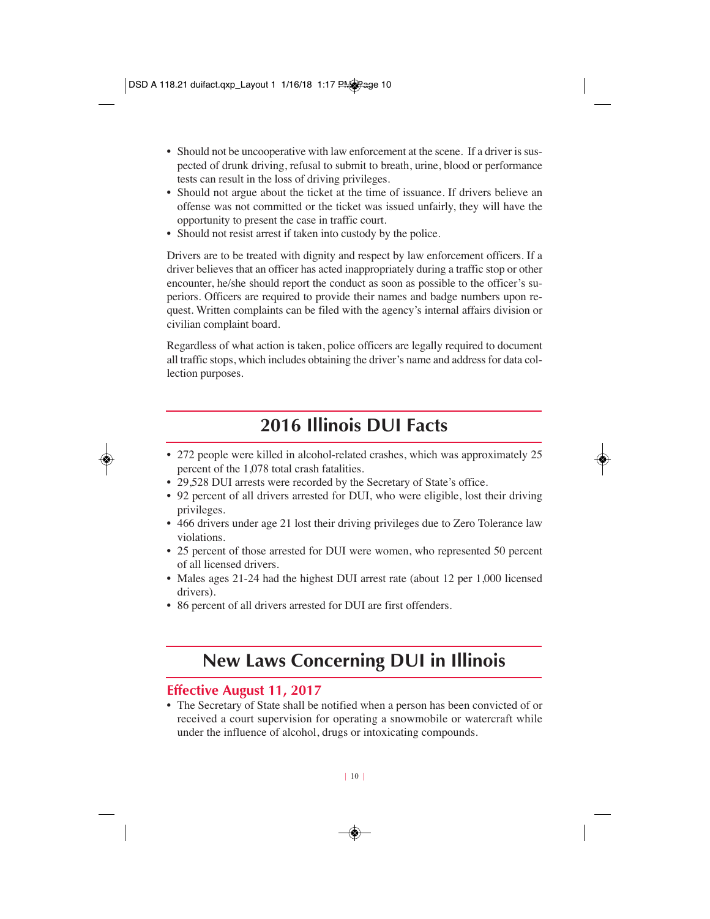- Should not be uncooperative with law enforcement at the scene. If a driver is suspected of drunk driving, refusal to submit to breath, urine, blood or performance tests can result in the loss of driving privileges.
- Should not argue about the ticket at the time of issuance. If drivers believe an offense was not committed or the ticket was issued unfairly, they will have the opportunity to present the case in traffic court.
- Should not resist arrest if taken into custody by the police.

Drivers are to be treated with dignity and respect by law enforcement officers. If a driver believes that an officer has acted inappropriately during a traffic stop or other encounter, he/she should report the conduct as soon as possible to the officer's superiors. Officers are required to provide their names and badge numbers upon request. Written complaints can be filed with the agency's internal affairs division or civilian complaint board.

Regardless of what action is taken, police officers are legally required to document all traffic stops, which includes obtaining the driver's name and address for data collection purposes.

## 2016 Illinois DUI Facts

- 272 people were killed in alcohol-related crashes, which was approximately 25 percent of the 1,078 total crash fatalities.
- 29,528 DUI arrests were recorded by the Secretary of State's office.
- 92 percent of all drivers arrested for DUI, who were eligible, lost their driving privileges.
- 466 drivers under age 21 lost their driving privileges due to Zero Tolerance law violations.
- 25 percent of those arrested for DUI were women, who represented 50 percent of all licensed drivers.
- Males ages 21-24 had the highest DUI arrest rate (about 12 per 1,000 licensed drivers).
- 86 percent of all drivers arrested for DUI are first offenders.

## New Laws Concerning DUI in Illinois

### Effective August 11, 2017

- The Secretary of State shall be notified when a person has been convicted of or received a court supervision for operating a snowmobile or watercraft while under the influence of alcohol, drugs or intoxicating compounds.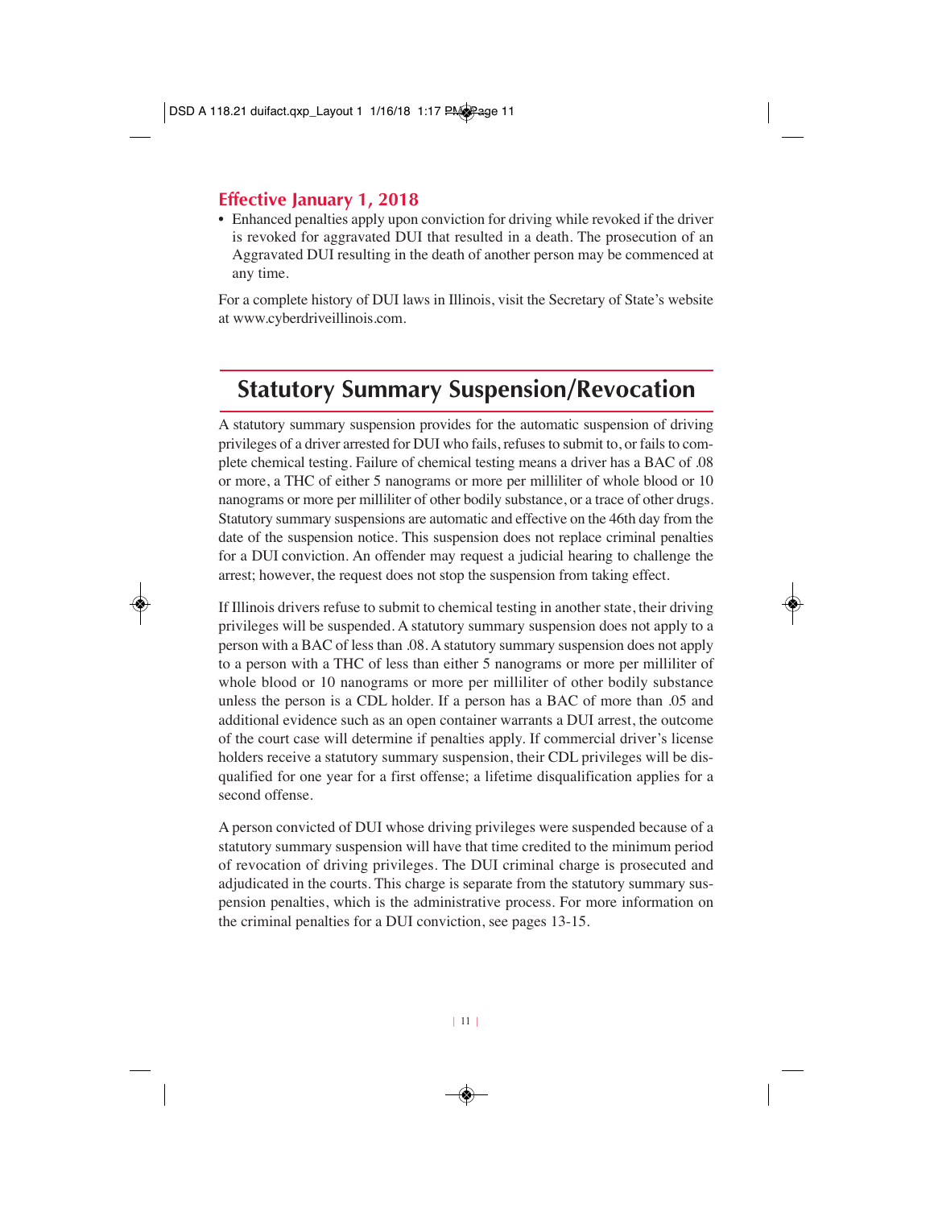### Effective January 1, 2018

- Enhanced penalties apply upon conviction for driving while revoked if the driver is revoked for aggravated DUI that resulted in a death. The prosecution of an Aggravated DUI resulting in the death of another person may be commenced at any time.

For a complete history of DUI laws in Illinois, visit the Secretary of State's website at www.cyberdriveillinois.com.

## Statutory Summary Suspension/Revocation

A statutory summary suspension provides for the automatic suspension of driving privileges of a driver arrested for DUI who fails, refuses to submit to, or fails to complete chemical testing. Failure of chemical testing means a driver has a BAC of .08 or more, a THC of either 5 nanograms or more per milliliter of whole blood or 10 nanograms or more per milliliter of other bodily substance, or a trace of other drugs. Statutory summary suspensions are automatic and effective on the 46th day from the date of the suspension notice. This suspension does not replace criminal penalties for a DUI conviction. An offender may request a judicial hearing to challenge the arrest; however, the request does not stop the suspension from taking effect.

If Illinois drivers refuse to submit to chemical testing in another state, their driving privileges will be suspended. A statutory summary suspension does not apply to a person with a BAC of less than .08. A statutory summary suspension does not apply to a person with a THC of less than either 5 nanograms or more per milliliter of whole blood or 10 nanograms or more per milliliter of other bodily substance unless the person is a CDL holder. If a person has a BAC of more than .05 and additional evidence such as an open container warrants a DUI arrest, the outcome of the court case will determine if penalties apply. If commercial driver's license holders receive a statutory summary suspension, their CDL privileges will be disqualified for one year for a first offense; a lifetime disqualification applies for a second offense.

A person convicted of DUI whose driving privileges were suspended because of a statutory summary suspension will have that time credited to the minimum period of revocation of driving privileges. The DUI criminal charge is prosecuted and adjudicated in the courts. This charge is separate from the statutory summary suspension penalties, which is the administrative process. For more information on the criminal penalties for a DUI conviction, see pages 13-15.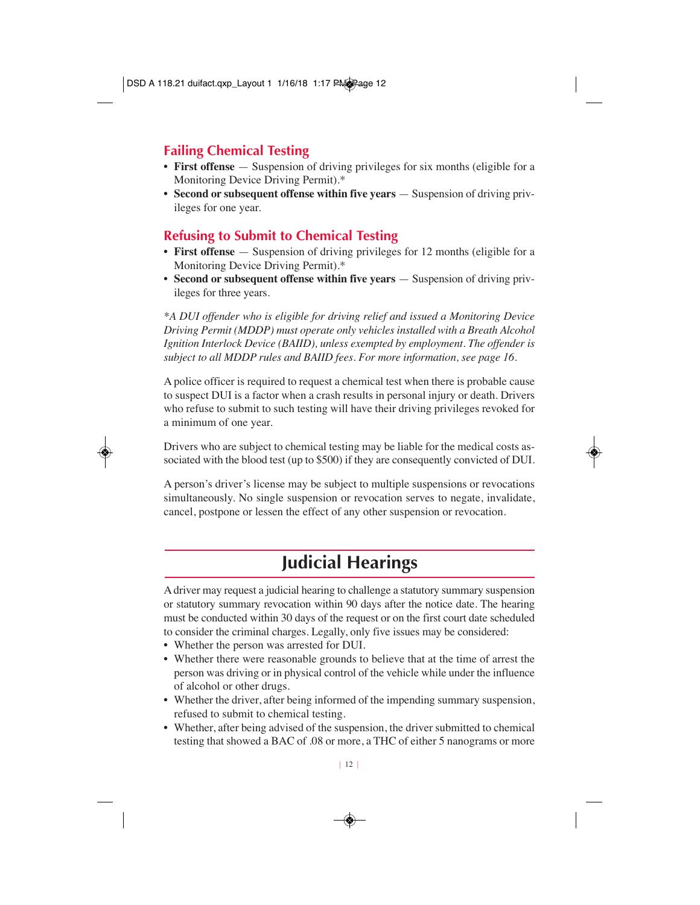## Failing Chemical Testing

- **First offense** — Suspension of driving privileges for six months (eligible for a Monitoring Device Driving Permit).*
- **Second or subsequent offense within five years** — Suspension of driving privileges for one year.

## Refusing to Submit to Chemical Testing

- **First offense** — Suspension of driving privileges for 12 months (eligible for a Monitoring Device Driving Permit).*
- **Second or subsequent offense within five years** — Suspension of driving privileges for three years.

*\*A DUI offender who is eligible for driving relief and issued a Monitoring Device Driving Permit (MDDP) must operate only vehicles installed with a Breath Alcohol Ignition Interlock Device (BAIID), unless exempted by employment. The offender is subject to all MDDP rules and BAIID fees. For more information, see page 16.*

A police officer is required to request a chemical test when there is probable cause to suspect DUI is a factor when a crash results in personal injury or death. Drivers who refuse to submit to such testing will have their driving privileges revoked for a minimum of one year.

Drivers who are subject to chemical testing may be liable for the medical costs associated with the blood test (up to $500) if they are consequently convicted of DUI.

A person's driver's license may be subject to multiple suspensions or revocations simultaneously. No single suspension or revocation serves to negate, invalidate, cancel, postpone or lessen the effect of any other suspension or revocation.

# Judicial Hearings

A driver may request a judicial hearing to challenge a statutory summary suspension or statutory summary revocation within 90 days after the notice date. The hearing must be conducted within 30 days of the request or on the first court date scheduled to consider the criminal charges. Legally, only five issues may be considered:

- Whether the person was arrested for DUI.
- Whether there were reasonable grounds to believe that at the time of arrest the person was driving or in physical control of the vehicle while under the influence of alcohol or other drugs.
- Whether the driver, after being informed of the impending summary suspension, refused to submit to chemical testing.
- Whether, after being advised of the suspension, the driver submitted to chemical testing that showed a BAC of .08 or more, a THC of either 5 nanograms or more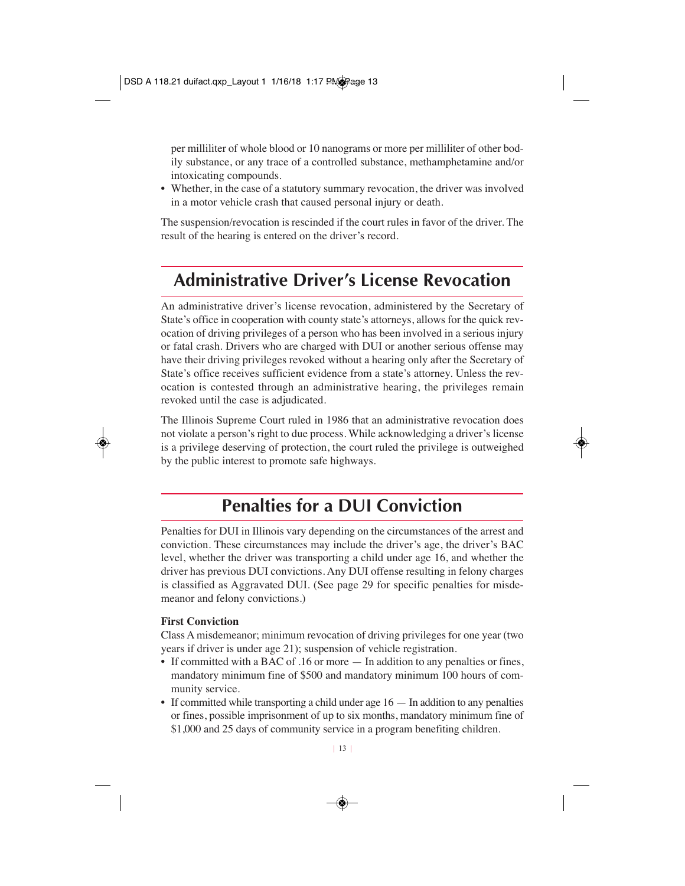per milliliter of whole blood or 10 nanograms or more per milliliter of other bodily substance, or any trace of a controlled substance, methamphetamine and/or intoxicating compounds.

- Whether, in the case of a statutory summary revocation, the driver was involved in a motor vehicle crash that caused personal injury or death.

The suspension/revocation is rescinded if the court rules in favor of the driver. The result of the hearing is entered on the driver's record.

## Administrative Driver's License Revocation

An administrative driver's license revocation, administered by the Secretary of State's office in cooperation with county state's attorneys, allows for the quick revocation of driving privileges of a person who has been involved in a serious injury or fatal crash. Drivers who are charged with DUI or another serious offense may have their driving privileges revoked without a hearing only after the Secretary of State's office receives sufficient evidence from a state's attorney. Unless the revocation is contested through an administrative hearing, the privileges remain revoked until the case is adjudicated.

The Illinois Supreme Court ruled in 1986 that an administrative revocation does not violate a person's right to due process. While acknowledging a driver's license is a privilege deserving of protection, the court ruled the privilege is outweighed by the public interest to promote safe highways.

## Penalties for a DUI Conviction

Penalties for DUI in Illinois vary depending on the circumstances of the arrest and conviction. These circumstances may include the driver's age, the driver's BAC level, whether the driver was transporting a child under age 16, and whether the driver has previous DUI convictions. Any DUI offense resulting in felony charges is classified as Aggravated DUI. (See page 29 for specific penalties for misdemeanor and felony convictions.)

**First Conviction**

Class A misdemeanor; minimum revocation of driving privileges for one year (two years if driver is under age 21); suspension of vehicle registration.

- If committed with a BAC of .16 or more — In addition to any penalties or fines, mandatory minimum fine of $500 and mandatory minimum 100 hours of community service.
- If committed while transporting a child under age 16 — In addition to any penalties or fines, possible imprisonment of up to six months, mandatory minimum fine of $1,000 and 25 days of community service in a program benefiting children.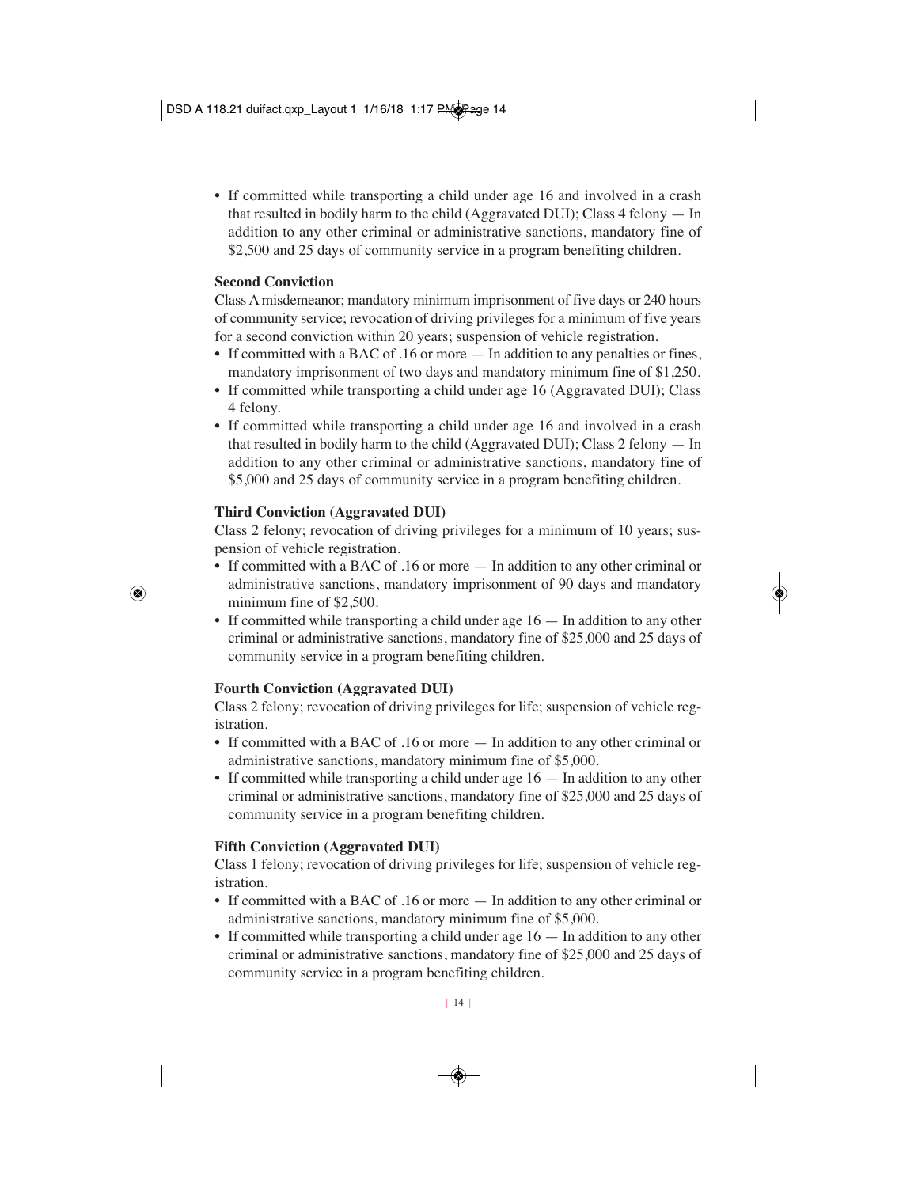- If committed while transporting a child under age 16 and involved in a crash that resulted in bodily harm to the child (Aggravated DUI); Class 4 felony — In addition to any other criminal or administrative sanctions, mandatory fine of $2,500 and 25 days of community service in a program benefiting children.

**Second Conviction**

Class A misdemeanor; mandatory minimum imprisonment of five days or 240 hours of community service; revocation of driving privileges for a minimum of five years for a second conviction within 20 years; suspension of vehicle registration.

- If committed with a BAC of .16 or more — In addition to any penalties or fines, mandatory imprisonment of two days and mandatory minimum fine of $1,250.
- If committed while transporting a child under age 16 (Aggravated DUI); Class 4 felony.
- If committed while transporting a child under age 16 and involved in a crash that resulted in bodily harm to the child (Aggravated DUI); Class 2 felony — In addition to any other criminal or administrative sanctions, mandatory fine of $5,000 and 25 days of community service in a program benefiting children.

**Third Conviction (Aggravated DUI)**

Class 2 felony; revocation of driving privileges for a minimum of 10 years; suspension of vehicle registration.

- If committed with a BAC of .16 or more — In addition to any other criminal or administrative sanctions, mandatory imprisonment of 90 days and mandatory minimum fine of $2,500.
- If committed while transporting a child under age 16 — In addition to any other criminal or administrative sanctions, mandatory fine of $25,000 and 25 days of community service in a program benefiting children.

**Fourth Conviction (Aggravated DUI)**

Class 2 felony; revocation of driving privileges for life; suspension of vehicle registration.

- If committed with a BAC of .16 or more — In addition to any other criminal or administrative sanctions, mandatory minimum fine of $5,000.
- If committed while transporting a child under age 16 — In addition to any other criminal or administrative sanctions, mandatory fine of $25,000 and 25 days of community service in a program benefiting children.

**Fifth Conviction (Aggravated DUI)**

Class 1 felony; revocation of driving privileges for life; suspension of vehicle registration.

- If committed with a BAC of .16 or more — In addition to any other criminal or administrative sanctions, mandatory minimum fine of $5,000.
- If committed while transporting a child under age 16 — In addition to any other criminal or administrative sanctions, mandatory fine of $25,000 and 25 days of community service in a program benefiting children.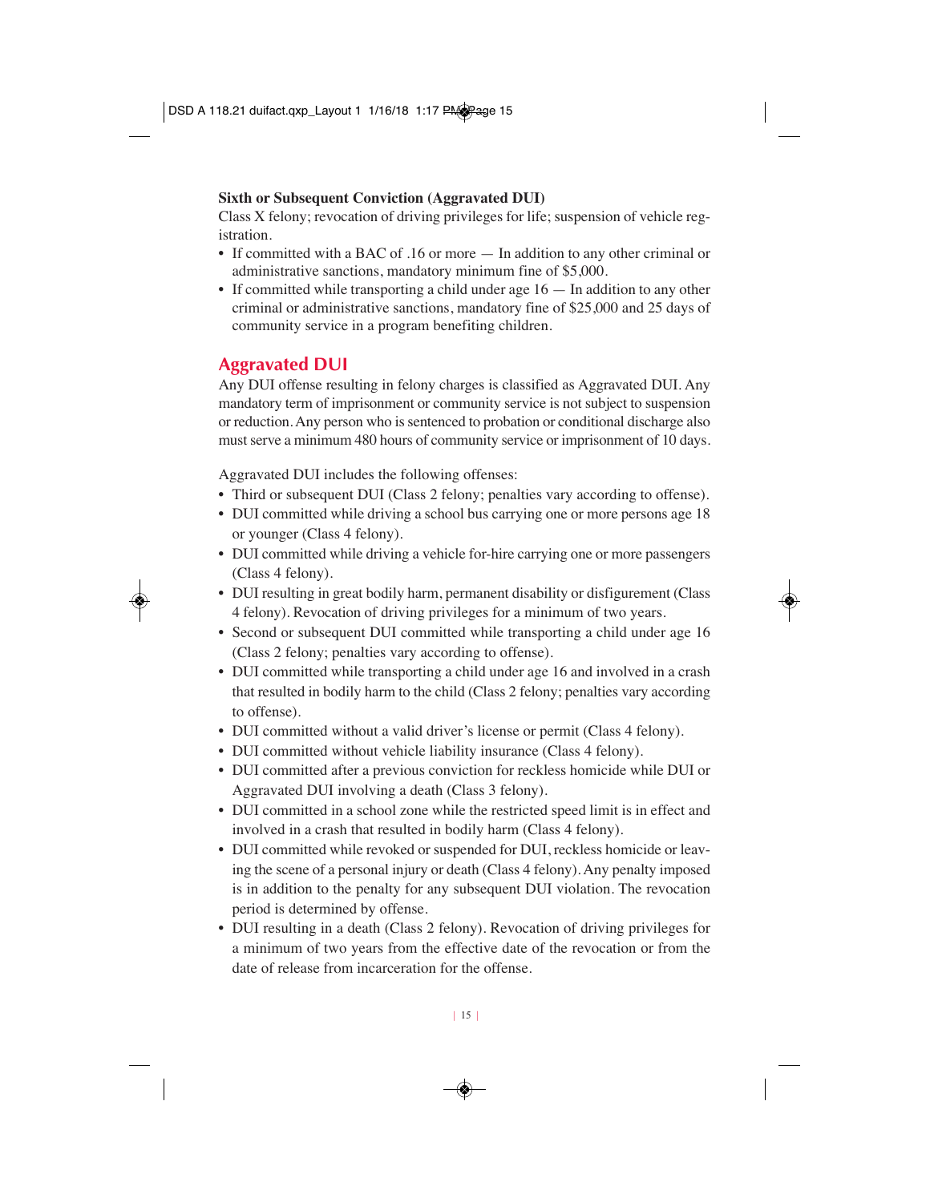**Sixth or Subsequent Conviction (Aggravated DUI)**

Class X felony; revocation of driving privileges for life; suspension of vehicle registration.

- If committed with a BAC of .16 or more — In addition to any other criminal or administrative sanctions, mandatory minimum fine of $5,000.
- If committed while transporting a child under age 16 — In addition to any other criminal or administrative sanctions, mandatory fine of $25,000 and 25 days of community service in a program benefiting children.

## Aggravated DUI

Any DUI offense resulting in felony charges is classified as Aggravated DUI. Any mandatory term of imprisonment or community service is not subject to suspension or reduction. Any person who is sentenced to probation or conditional discharge also must serve a minimum 480 hours of community service or imprisonment of 10 days.

Aggravated DUI includes the following offenses:

- Third or subsequent DUI (Class 2 felony; penalties vary according to offense).
- DUI committed while driving a school bus carrying one or more persons age 18 or younger (Class 4 felony).
- DUI committed while driving a vehicle for-hire carrying one or more passengers (Class 4 felony).
- DUI resulting in great bodily harm, permanent disability or disfigurement (Class 4 felony). Revocation of driving privileges for a minimum of two years.
- Second or subsequent DUI committed while transporting a child under age 16 (Class 2 felony; penalties vary according to offense).
- DUI committed while transporting a child under age 16 and involved in a crash that resulted in bodily harm to the child (Class 2 felony; penalties vary according to offense).
- DUI committed without a valid driver's license or permit (Class 4 felony).
- DUI committed without vehicle liability insurance (Class 4 felony).
- DUI committed after a previous conviction for reckless homicide while DUI or Aggravated DUI involving a death (Class 3 felony).
- DUI committed in a school zone while the restricted speed limit is in effect and involved in a crash that resulted in bodily harm (Class 4 felony).
- DUI committed while revoked or suspended for DUI, reckless homicide or leaving the scene of a personal injury or death (Class 4 felony). Any penalty imposed is in addition to the penalty for any subsequent DUI violation. The revocation period is determined by offense.
- DUI resulting in a death (Class 2 felony). Revocation of driving privileges for a minimum of two years from the effective date of the revocation or from the date of release from incarceration for the offense.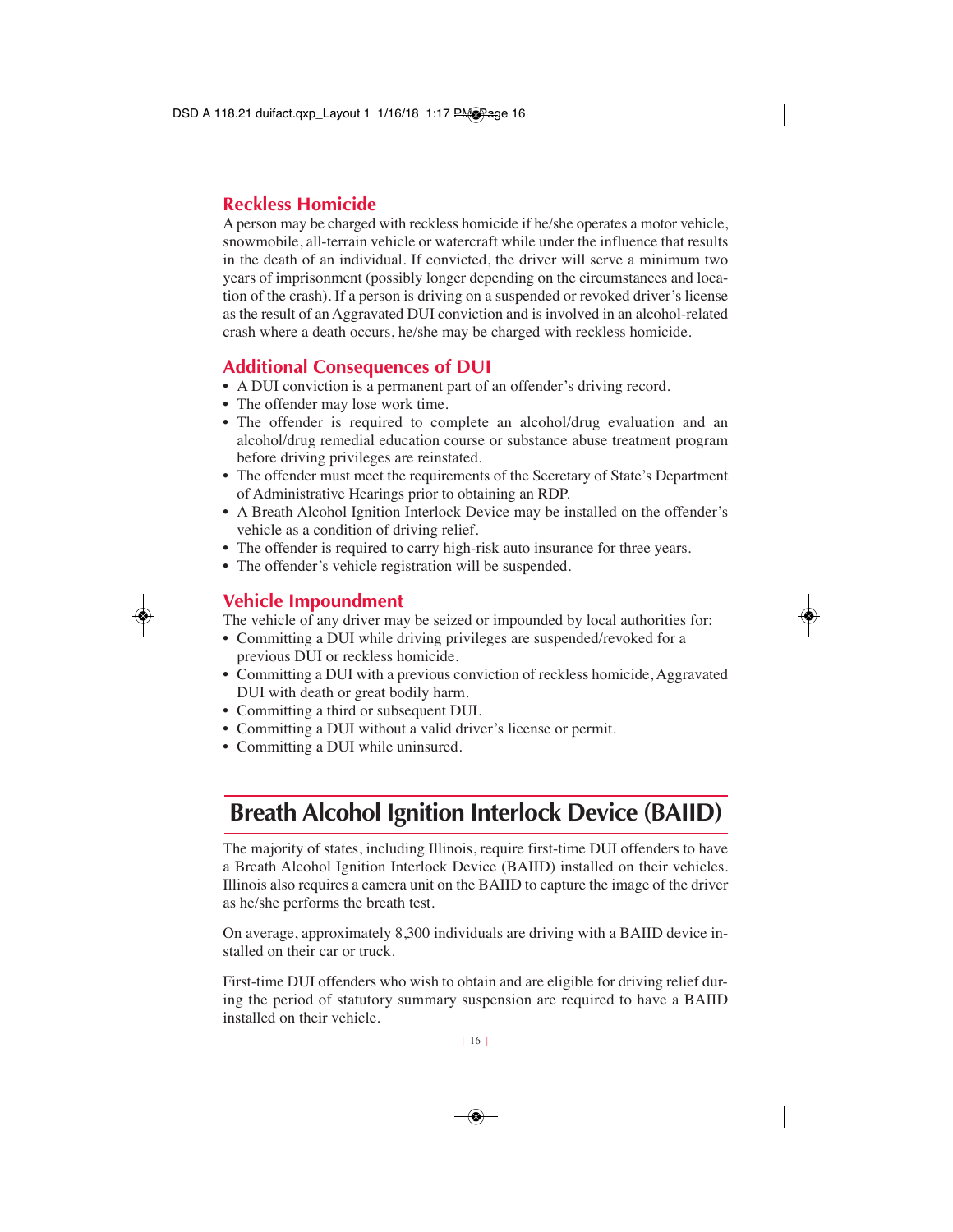## Reckless Homicide

A person may be charged with reckless homicide if he/she operates a motor vehicle, snowmobile, all-terrain vehicle or watercraft while under the influence that results in the death of an individual. If convicted, the driver will serve a minimum two years of imprisonment (possibly longer depending on the circumstances and location of the crash). If a person is driving on a suspended or revoked driver's license as the result of an Aggravated DUI conviction and is involved in an alcohol-related crash where a death occurs, he/she may be charged with reckless homicide.

## Additional Consequences of DUI

- A DUI conviction is a permanent part of an offender's driving record.
- The offender may lose work time.
- The offender is required to complete an alcohol/drug evaluation and an alcohol/drug remedial education course or substance abuse treatment program before driving privileges are reinstated.
- The offender must meet the requirements of the Secretary of State's Department of Administrative Hearings prior to obtaining an RDP.
- A Breath Alcohol Ignition Interlock Device may be installed on the offender's vehicle as a condition of driving relief.
- The offender is required to carry high-risk auto insurance for three years.
- The offender's vehicle registration will be suspended.

## Vehicle Impoundment

The vehicle of any driver may be seized or impounded by local authorities for:

- Committing a DUI while driving privileges are suspended/revoked for a previous DUI or reckless homicide.
- Committing a DUI with a previous conviction of reckless homicide, Aggravated DUI with death or great bodily harm.
- Committing a third or subsequent DUI.
- Committing a DUI without a valid driver's license or permit.
- Committing a DUI while uninsured.

# Breath Alcohol Ignition Interlock Device (BAIID)

The majority of states, including Illinois, require first-time DUI offenders to have a Breath Alcohol Ignition Interlock Device (BAIID) installed on their vehicles. Illinois also requires a camera unit on the BAIID to capture the image of the driver as he/she performs the breath test.

On average, approximately 8,300 individuals are driving with a BAIID device installed on their car or truck.

First-time DUI offenders who wish to obtain and are eligible for driving relief during the period of statutory summary suspension are required to have a BAIID installed on their vehicle.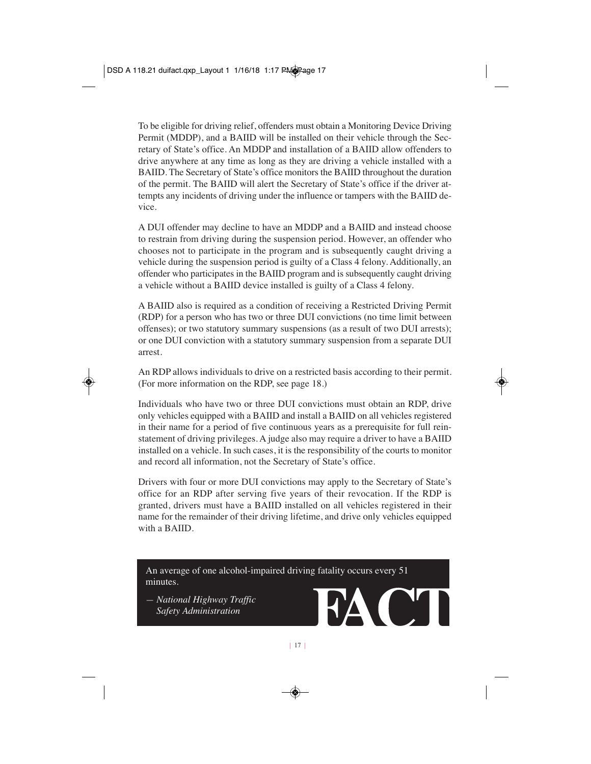To be eligible for driving relief, offenders must obtain a Monitoring Device Driving Permit (MDDP), and a BAIID will be installed on their vehicle through the Secretary of State's office. An MDDP and installation of a BAIID allow offenders to drive anywhere at any time as long as they are driving a vehicle installed with a BAIID. The Secretary of State's office monitors the BAIID throughout the duration of the permit. The BAIID will alert the Secretary of State's office if the driver attempts any incidents of driving under the influence or tampers with the BAIID device.

A DUI offender may decline to have an MDDP and a BAIID and instead choose to restrain from driving during the suspension period. However, an offender who chooses not to participate in the program and is subsequently caught driving a vehicle during the suspension period is guilty of a Class 4 felony. Additionally, an offender who participates in the BAIID program and is subsequently caught driving a vehicle without a BAIID device installed is guilty of a Class 4 felony.

A BAIID also is required as a condition of receiving a Restricted Driving Permit (RDP) for a person who has two or three DUI convictions (no time limit between offenses); or two statutory summary suspensions (as a result of two DUI arrests); or one DUI conviction with a statutory summary suspension from a separate DUI arrest.

An RDP allows individuals to drive on a restricted basis according to their permit. (For more information on the RDP, see page 18.)

Individuals who have two or three DUI convictions must obtain an RDP, drive only vehicles equipped with a BAIID and install a BAIID on all vehicles registered in their name for a period of five continuous years as a prerequisite for full reinstatement of driving privileges. A judge also may require a driver to have a BAIID installed on a vehicle. In such cases, it is the responsibility of the courts to monitor and record all information, not the Secretary of State's office.

Drivers with four or more DUI convictions may apply to the Secretary of State's office for an RDP after serving five years of their revocation. If the RDP is granted, drivers must have a BAIID installed on all vehicles registered in their name for the remainder of their driving lifetime, and drive only vehicles equipped with a BAIID.

An average of one alcohol-impaired driving fatality occurs every 51 minutes.

*— National Highway Traffic Safety Administration*

**FACT**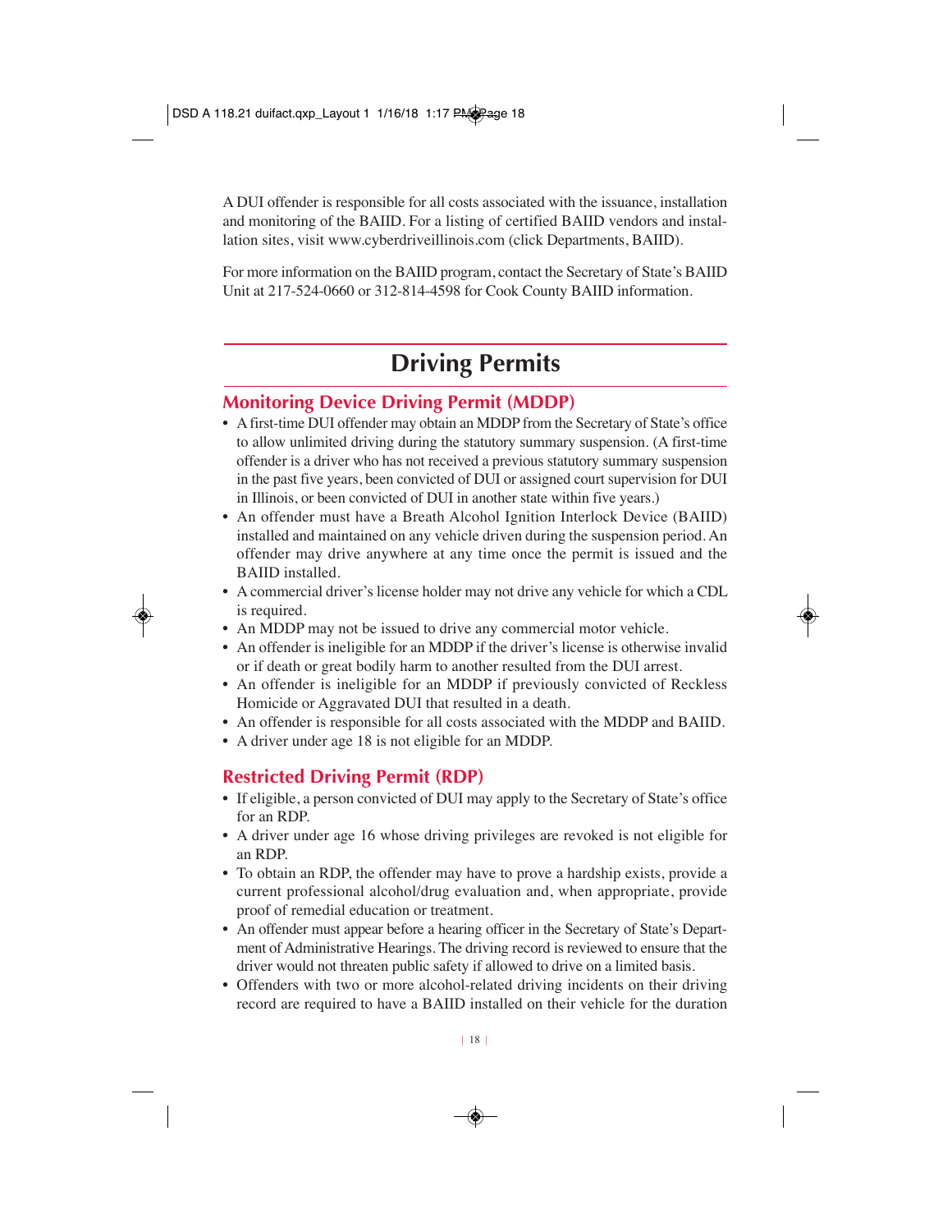A DUI offender is responsible for all costs associated with the issuance, installation and monitoring of the BAIID. For a listing of certified BAIID vendors and installation sites, visit www.cyberdriveillinois.com (click Departments, BAIID).

For more information on the BAIID program, contact the Secretary of State's BAIID Unit at 217-524-0660 or 312-814-4598 for Cook County BAIID information.

# Driving Permits

## Monitoring Device Driving Permit (MDDP)

- A first-time DUI offender may obtain an MDDP from the Secretary of State's office to allow unlimited driving during the statutory summary suspension. (A first-time offender is a driver who has not received a previous statutory summary suspension in the past five years, been convicted of DUI or assigned court supervision for DUI in Illinois, or been convicted of DUI in another state within five years.)
- An offender must have a Breath Alcohol Ignition Interlock Device (BAIID) installed and maintained on any vehicle driven during the suspension period. An offender may drive anywhere at any time once the permit is issued and the BAIID installed.
- A commercial driver's license holder may not drive any vehicle for which a CDL is required.
- An MDDP may not be issued to drive any commercial motor vehicle.
- An offender is ineligible for an MDDP if the driver's license is otherwise invalid or if death or great bodily harm to another resulted from the DUI arrest.
- An offender is ineligible for an MDDP if previously convicted of Reckless Homicide or Aggravated DUI that resulted in a death.
- An offender is responsible for all costs associated with the MDDP and BAIID.
- A driver under age 18 is not eligible for an MDDP.

## Restricted Driving Permit (RDP)

- If eligible, a person convicted of DUI may apply to the Secretary of State's office for an RDP.
- A driver under age 16 whose driving privileges are revoked is not eligible for an RDP.
- To obtain an RDP, the offender may have to prove a hardship exists, provide a current professional alcohol/drug evaluation and, when appropriate, provide proof of remedial education or treatment.
- An offender must appear before a hearing officer in the Secretary of State's Department of Administrative Hearings. The driving record is reviewed to ensure that the driver would not threaten public safety if allowed to drive on a limited basis.
- Offenders with two or more alcohol-related driving incidents on their driving record are required to have a BAIID installed on their vehicle for the duration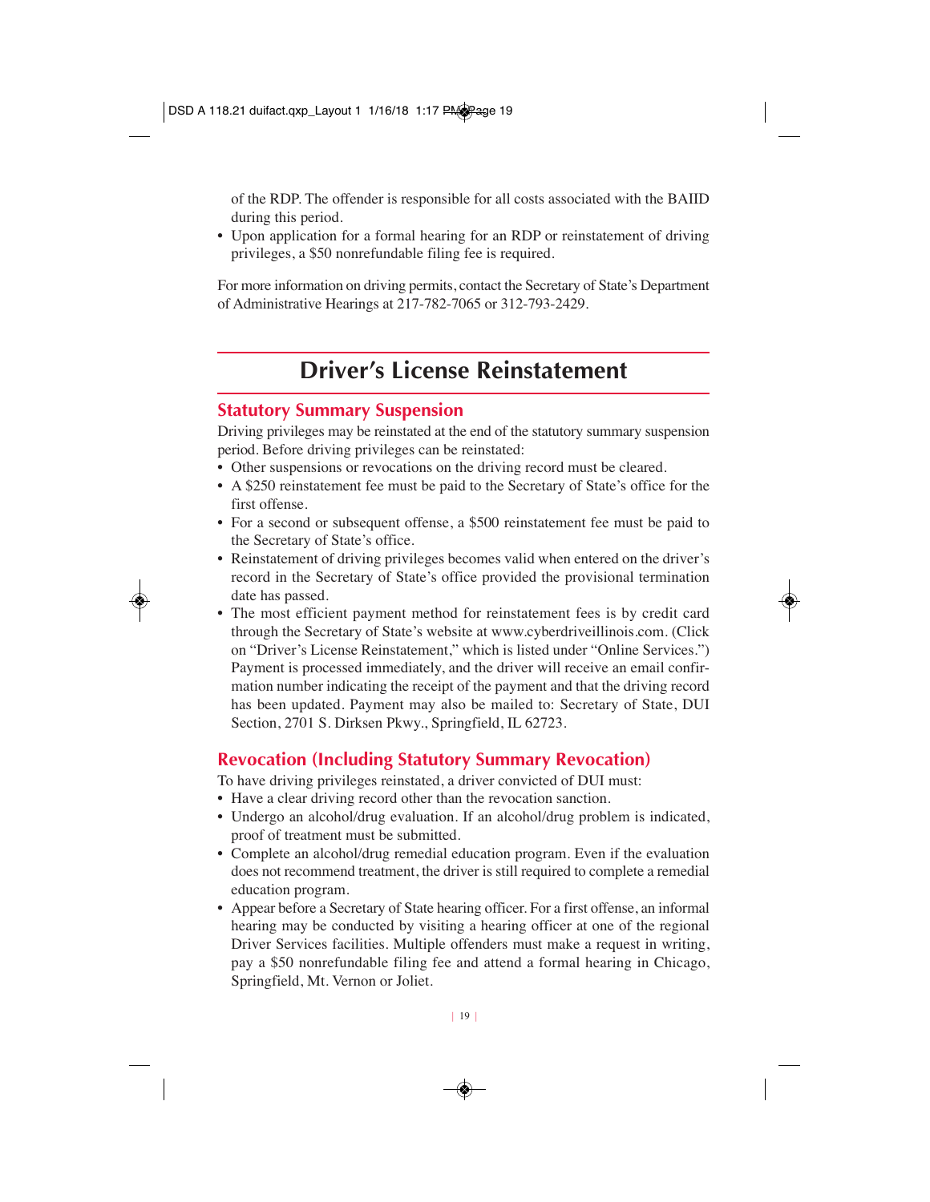of the RDP. The offender is responsible for all costs associated with the BAIID during this period.

- Upon application for a formal hearing for an RDP or reinstatement of driving privileges, a $50 nonrefundable filing fee is required.

For more information on driving permits, contact the Secretary of State's Department of Administrative Hearings at 217-782-7065 or 312-793-2429.

# Driver's License Reinstatement

## Statutory Summary Suspension

Driving privileges may be reinstated at the end of the statutory summary suspension period. Before driving privileges can be reinstated:

- Other suspensions or revocations on the driving record must be cleared.
- A $250 reinstatement fee must be paid to the Secretary of State's office for the first offense.
- For a second or subsequent offense, a $500 reinstatement fee must be paid to the Secretary of State's office.
- Reinstatement of driving privileges becomes valid when entered on the driver's record in the Secretary of State's office provided the provisional termination date has passed.
- The most efficient payment method for reinstatement fees is by credit card through the Secretary of State's website at www.cyberdriveillinois.com. (Click on "Driver's License Reinstatement," which is listed under "Online Services.") Payment is processed immediately, and the driver will receive an email confirmation number indicating the receipt of the payment and that the driving record has been updated. Payment may also be mailed to: Secretary of State, DUI Section, 2701 S. Dirksen Pkwy., Springfield, IL 62723.

## Revocation (Including Statutory Summary Revocation)

To have driving privileges reinstated, a driver convicted of DUI must:

- Have a clear driving record other than the revocation sanction.
- Undergo an alcohol/drug evaluation. If an alcohol/drug problem is indicated, proof of treatment must be submitted.
- Complete an alcohol/drug remedial education program. Even if the evaluation does not recommend treatment, the driver is still required to complete a remedial education program.
- Appear before a Secretary of State hearing officer. For a first offense, an informal hearing may be conducted by visiting a hearing officer at one of the regional Driver Services facilities. Multiple offenders must make a request in writing, pay a $50 nonrefundable filing fee and attend a formal hearing in Chicago, Springfield, Mt. Vernon or Joliet.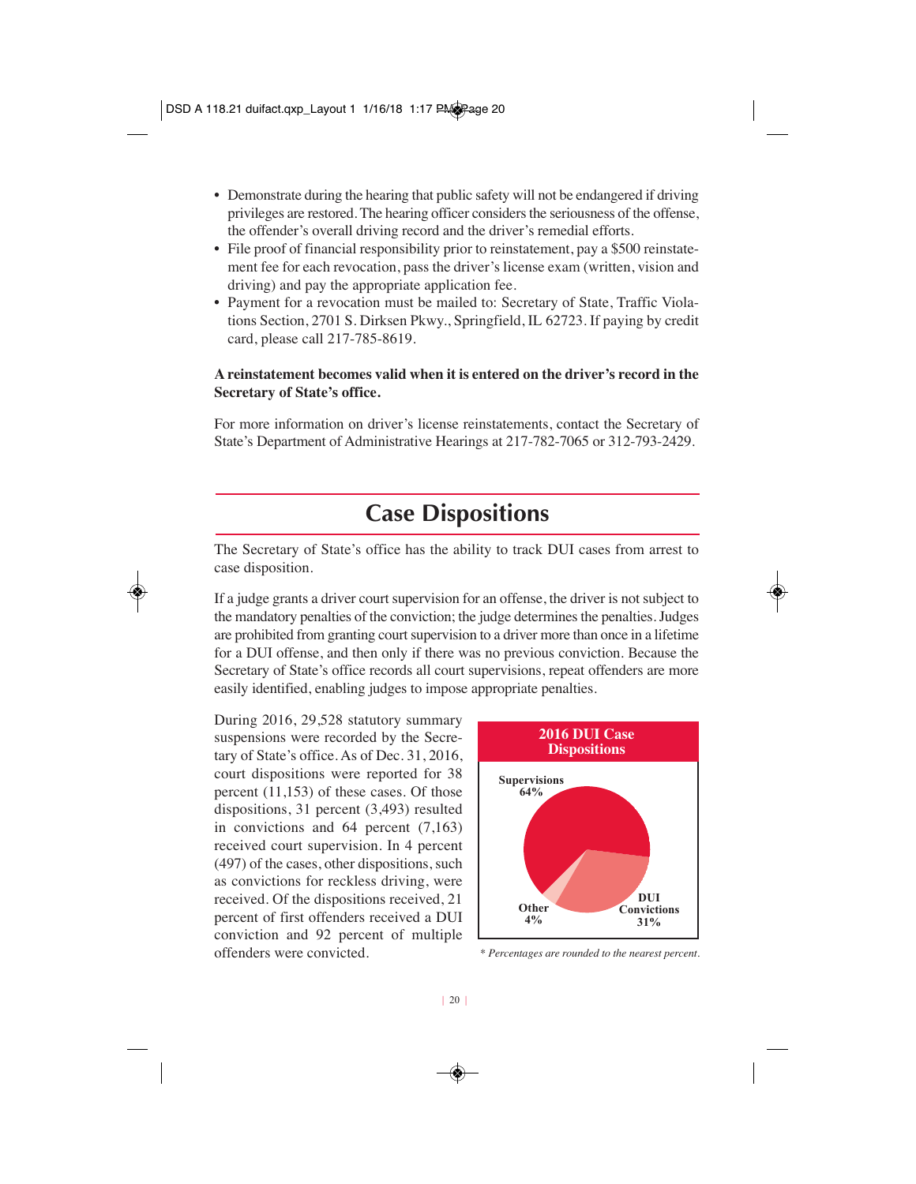- Demonstrate during the hearing that public safety will not be endangered if driving privileges are restored. The hearing officer considers the seriousness of the offense, the offender's overall driving record and the driver's remedial efforts.
- File proof of financial responsibility prior to reinstatement, pay a $500 reinstatement fee for each revocation, pass the driver's license exam (written, vision and driving) and pay the appropriate application fee.
- Payment for a revocation must be mailed to: Secretary of State, Traffic Violations Section, 2701 S. Dirksen Pkwy., Springfield, IL 62723. If paying by credit card, please call 217-785-8619.

**A reinstatement becomes valid when it is entered on the driver's record in the Secretary of State's office.**

For more information on driver's license reinstatements, contact the Secretary of State's Department of Administrative Hearings at 217-782-7065 or 312-793-2429.

## Case Dispositions

The Secretary of State's office has the ability to track DUI cases from arrest to case disposition.

If a judge grants a driver court supervision for an offense, the driver is not subject to the mandatory penalties of the conviction; the judge determines the penalties. Judges are prohibited from granting court supervision to a driver more than once in a lifetime for a DUI offense, and then only if there was no previous conviction. Because the Secretary of State's office records all court supervisions, repeat offenders are more easily identified, enabling judges to impose appropriate penalties.

During 2016, 29,528 statutory summary suspensions were recorded by the Secretary of State's office. As of Dec. 31, 2016, court dispositions were reported for 38 percent (11,153) of these cases. Of those dispositions, 31 percent (3,493) resulted in convictions and 64 percent (7,163) received court supervision. In 4 percent (497) of the cases, other dispositions, such as convictions for reckless driving, were received. Of the dispositions received, 21 percent of first offenders received a DUI conviction and 92 percent of multiple offenders were convicted.

**2016 DUI Case Dispositions**

| Disposition | Percent |
|---|---|
| Supervisions | 64% |
| DUI Convictions | 31% |
| Other | 4% |

*\* Percentages are rounded to the nearest percent.*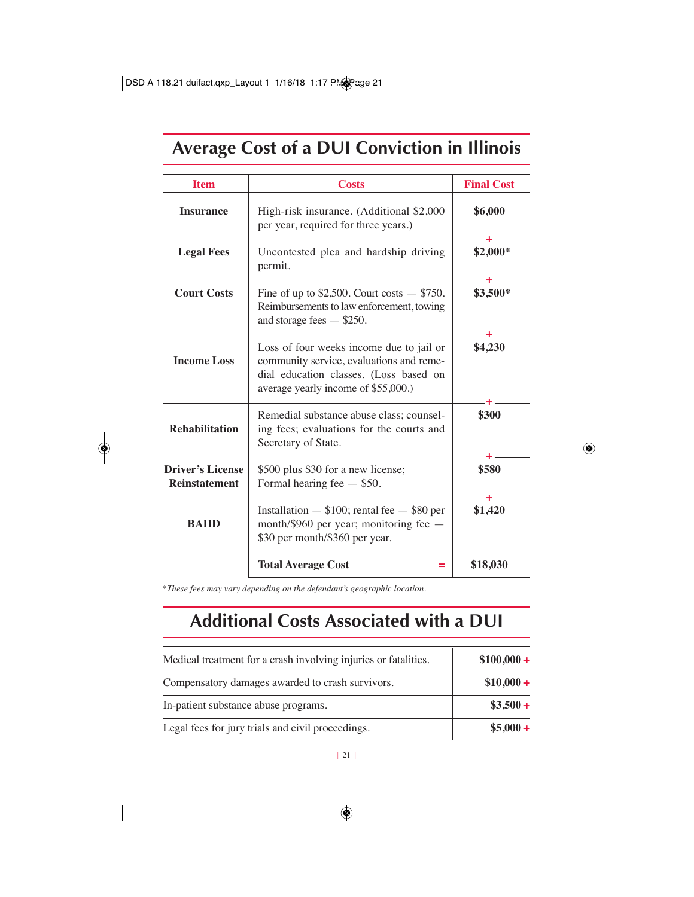## Average Cost of a DUI Conviction in Illinois

| Item | Costs | Final Cost |
|---|---|---|
| **Insurance** | High-risk insurance. (Additional $2,000 per year, required for three years.) | **$6,000** |
| **Legal Fees** | Uncontested plea and hardship driving permit. | + **$2,000*** |
| **Court Costs** | Fine of up to $2,500. Court costs — $750. Reimbursements to law enforcement, towing and storage fees — $250. | + **$3,500*** |
| **Income Loss** | Loss of four weeks income due to jail or community service, evaluations and remedial education classes. (Loss based on average yearly income of $55,000.) | + **$4,230** |
| **Rehabilitation** | Remedial substance abuse class; counseling fees; evaluations for the courts and Secretary of State. | + **$300** |
| **Driver's License Reinstatement** | $500 plus $30 for a new license; Formal hearing fee — $50. | + **$580** |
| **BAIID** | Installation — $100; rental fee — $80 per month/$960 per year; monitoring fee — $30 per month/$360 per year. | + **$1,420** |
| | **Total Average Cost** = | **$18,030** |

*These fees may vary depending on the defendant's geographic location.*

## Additional Costs Associated with a DUI

| | |
|---|---|
| Medical treatment for a crash involving injuries or fatalities. | **$100,000 +** |
| Compensatory damages awarded to crash survivors. | **$10,000 +** |
| In-patient substance abuse programs. | **$3,500 +** |
| Legal fees for jury trials and civil proceedings. | **$5,000 +** |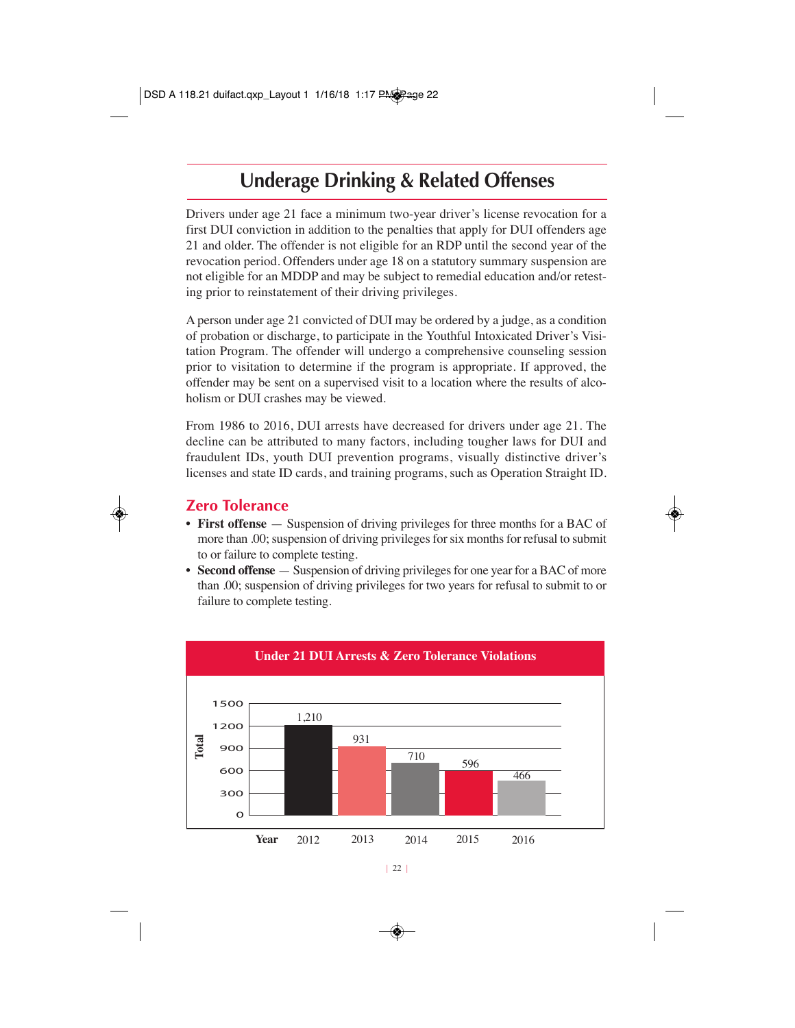# Underage Drinking & Related Offenses

Drivers under age 21 face a minimum two-year driver's license revocation for a first DUI conviction in addition to the penalties that apply for DUI offenders age 21 and older. The offender is not eligible for an RDP until the second year of the revocation period. Offenders under age 18 on a statutory summary suspension are not eligible for an MDDP and may be subject to remedial education and/or retesting prior to reinstatement of their driving privileges.

A person under age 21 convicted of DUI may be ordered by a judge, as a condition of probation or discharge, to participate in the Youthful Intoxicated Driver's Visitation Program. The offender will undergo a comprehensive counseling session prior to visitation to determine if the program is appropriate. If approved, the offender may be sent on a supervised visit to a location where the results of alcoholism or DUI crashes may be viewed.

From 1986 to 2016, DUI arrests have decreased for drivers under age 21. The decline can be attributed to many factors, including tougher laws for DUI and fraudulent IDs, youth DUI prevention programs, visually distinctive driver's licenses and state ID cards, and training programs, such as Operation Straight ID.

## Zero Tolerance

- **First offense** — Suspension of driving privileges for three months for a BAC of more than .00; suspension of driving privileges for six months for refusal to submit to or failure to complete testing.
- **Second offense** — Suspension of driving privileges for one year for a BAC of more than .00; suspension of driving privileges for two years for refusal to submit to or failure to complete testing.

**Under 21 DUI Arrests & Zero Tolerance Violations**

| Year | Total |
|---|---|
| 2012 | 1,210 |
| 2013 | 931 |
| 2014 | 710 |
| 2015 | 596 |
| 2016 | 466 |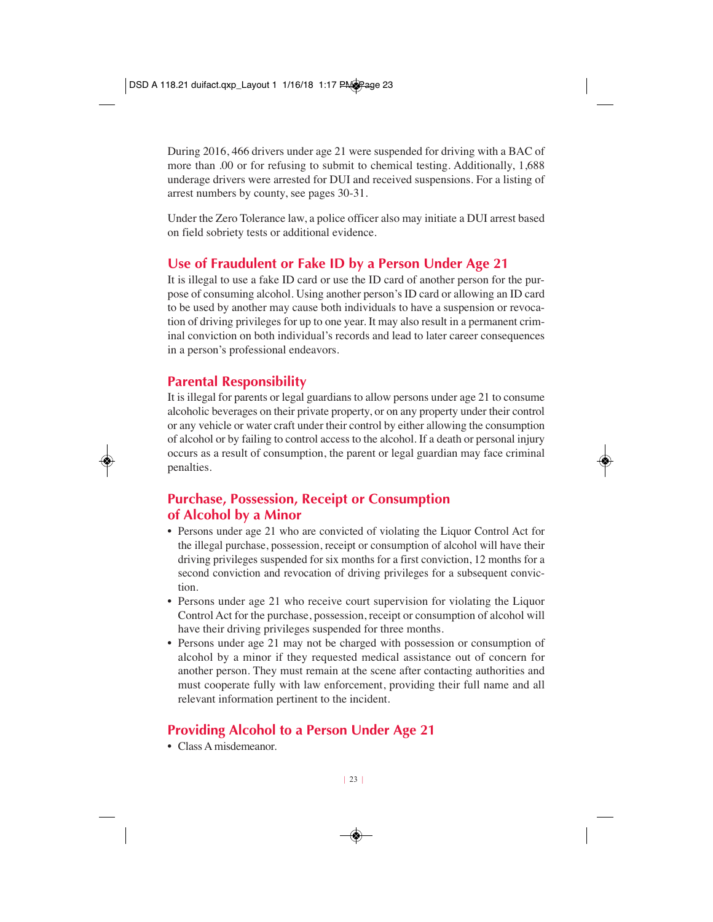During 2016, 466 drivers under age 21 were suspended for driving with a BAC of more than .00 or for refusing to submit to chemical testing. Additionally, 1,688 underage drivers were arrested for DUI and received suspensions. For a listing of arrest numbers by county, see pages 30-31.

Under the Zero Tolerance law, a police officer also may initiate a DUI arrest based on field sobriety tests or additional evidence.

## Use of Fraudulent or Fake ID by a Person Under Age 21

It is illegal to use a fake ID card or use the ID card of another person for the purpose of consuming alcohol. Using another person's ID card or allowing an ID card to be used by another may cause both individuals to have a suspension or revocation of driving privileges for up to one year. It may also result in a permanent criminal conviction on both individual's records and lead to later career consequences in a person's professional endeavors.

## Parental Responsibility

It is illegal for parents or legal guardians to allow persons under age 21 to consume alcoholic beverages on their private property, or on any property under their control or any vehicle or water craft under their control by either allowing the consumption of alcohol or by failing to control access to the alcohol. If a death or personal injury occurs as a result of consumption, the parent or legal guardian may face criminal penalties.

## Purchase, Possession, Receipt or Consumption of Alcohol by a Minor

- Persons under age 21 who are convicted of violating the Liquor Control Act for the illegal purchase, possession, receipt or consumption of alcohol will have their driving privileges suspended for six months for a first conviction, 12 months for a second conviction and revocation of driving privileges for a subsequent conviction.
- Persons under age 21 who receive court supervision for violating the Liquor Control Act for the purchase, possession, receipt or consumption of alcohol will have their driving privileges suspended for three months.
- Persons under age 21 may not be charged with possession or consumption of alcohol by a minor if they requested medical assistance out of concern for another person. They must remain at the scene after contacting authorities and must cooperate fully with law enforcement, providing their full name and all relevant information pertinent to the incident.

## Providing Alcohol to a Person Under Age 21

- Class A misdemeanor.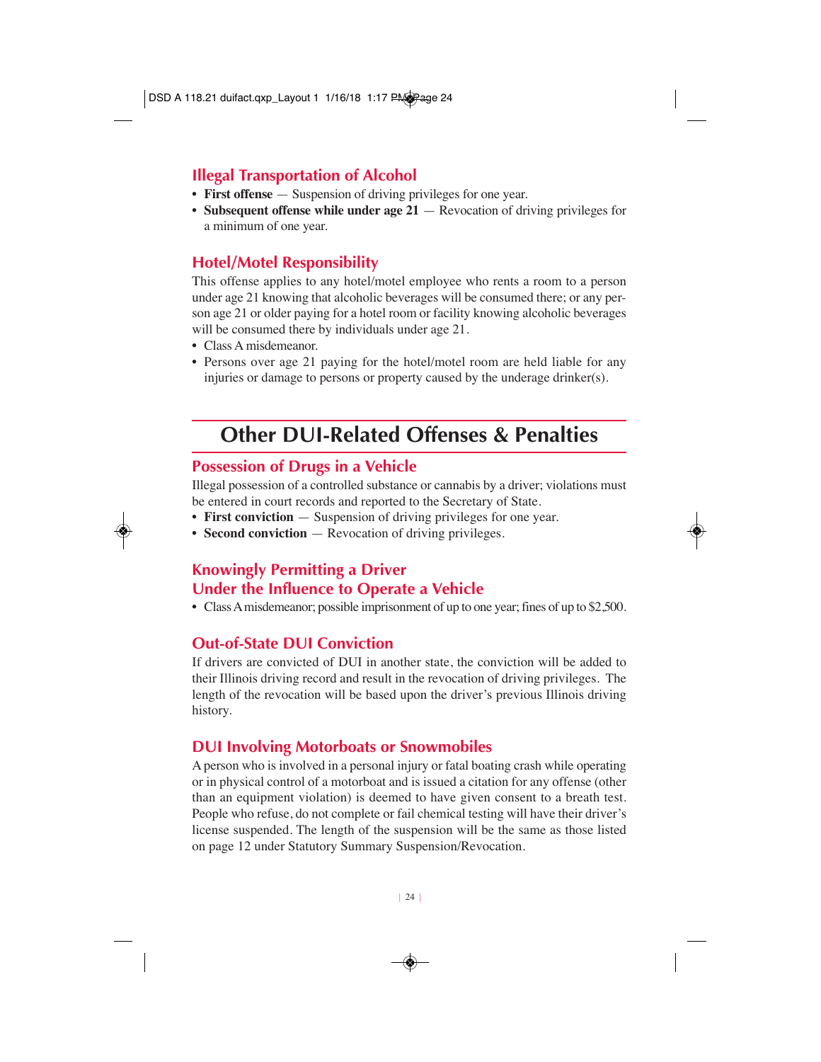## Illegal Transportation of Alcohol

- **First offense** — Suspension of driving privileges for one year.
- **Subsequent offense while under age 21** — Revocation of driving privileges for a minimum of one year.

## Hotel/Motel Responsibility

This offense applies to any hotel/motel employee who rents a room to a person under age 21 knowing that alcoholic beverages will be consumed there; or any person age 21 or older paying for a hotel room or facility knowing alcoholic beverages will be consumed there by individuals under age 21.

- Class A misdemeanor.
- Persons over age 21 paying for the hotel/motel room are held liable for any injuries or damage to persons or property caused by the underage drinker(s).

# Other DUI-Related Offenses & Penalties

## Possession of Drugs in a Vehicle

Illegal possession of a controlled substance or cannabis by a driver; violations must be entered in court records and reported to the Secretary of State.

- **First conviction** — Suspension of driving privileges for one year.
- **Second conviction** — Revocation of driving privileges.

## Knowingly Permitting a Driver Under the Influence to Operate a Vehicle

- Class A misdemeanor; possible imprisonment of up to one year; fines of up to $2,500.

## Out-of-State DUI Conviction

If drivers are convicted of DUI in another state, the conviction will be added to their Illinois driving record and result in the revocation of driving privileges. The length of the revocation will be based upon the driver's previous Illinois driving history.

## DUI Involving Motorboats or Snowmobiles

A person who is involved in a personal injury or fatal boating crash while operating or in physical control of a motorboat and is issued a citation for any offense (other than an equipment violation) is deemed to have given consent to a breath test. People who refuse, do not complete or fail chemical testing will have their driver's license suspended. The length of the suspension will be the same as those listed on page 12 under Statutory Summary Suspension/Revocation.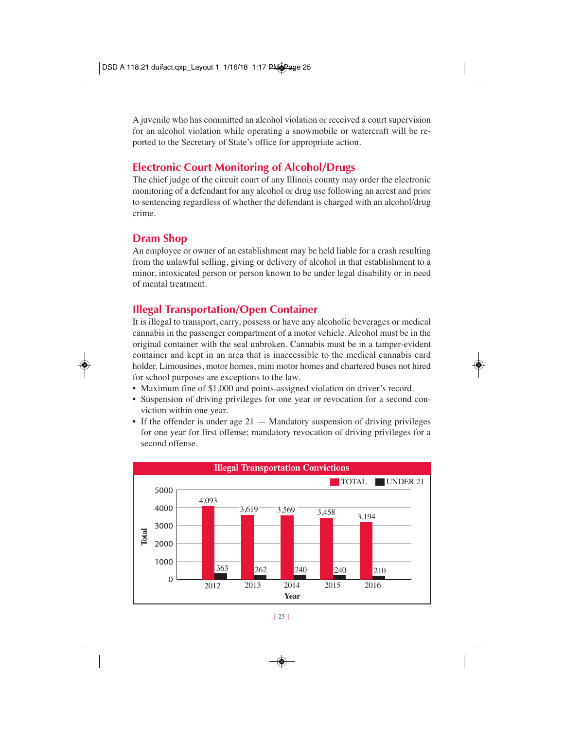A juvenile who has committed an alcohol violation or received a court supervision for an alcohol violation while operating a snowmobile or watercraft will be reported to the Secretary of State's office for appropriate action.

## Electronic Court Monitoring of Alcohol/Drugs

The chief judge of the circuit court of any Illinois county may order the electronic monitoring of a defendant for any alcohol or drug use following an arrest and prior to sentencing regardless of whether the defendant is charged with an alcohol/drug crime.

## Dram Shop

An employee or owner of an establishment may be held liable for a crash resulting from the unlawful selling, giving or delivery of alcohol in that establishment to a minor, intoxicated person or person known to be under legal disability or in need of mental treatment.

## Illegal Transportation/Open Container

It is illegal to transport, carry, possess or have any alcoholic beverages or medical cannabis in the passenger compartment of a motor vehicle. Alcohol must be in the original container with the seal unbroken. Cannabis must be in a tamper-evident container and kept in an area that is inaccessible to the medical cannabis card holder. Limousines, motor homes, mini motor homes and chartered buses not hired for school purposes are exceptions to the law.

- Maximum fine of $1,000 and points-assigned violation on driver's record.
- Suspension of driving privileges for one year or revocation for a second conviction within one year.
- If the offender is under age 21 — Mandatory suspension of driving privileges for one year for first offense; mandatory revocation of driving privileges for a second offense.

**Illegal Transportation Convictions**

| Year | TOTAL | UNDER 21 |
|---|---|---|
| 2012 | 4,093 | 363 |
| 2013 | 3,619 | 262 |
| 2014 | 3,569 | 240 |
| 2015 | 3,458 | 240 |
| 2016 | 3,194 | 210 |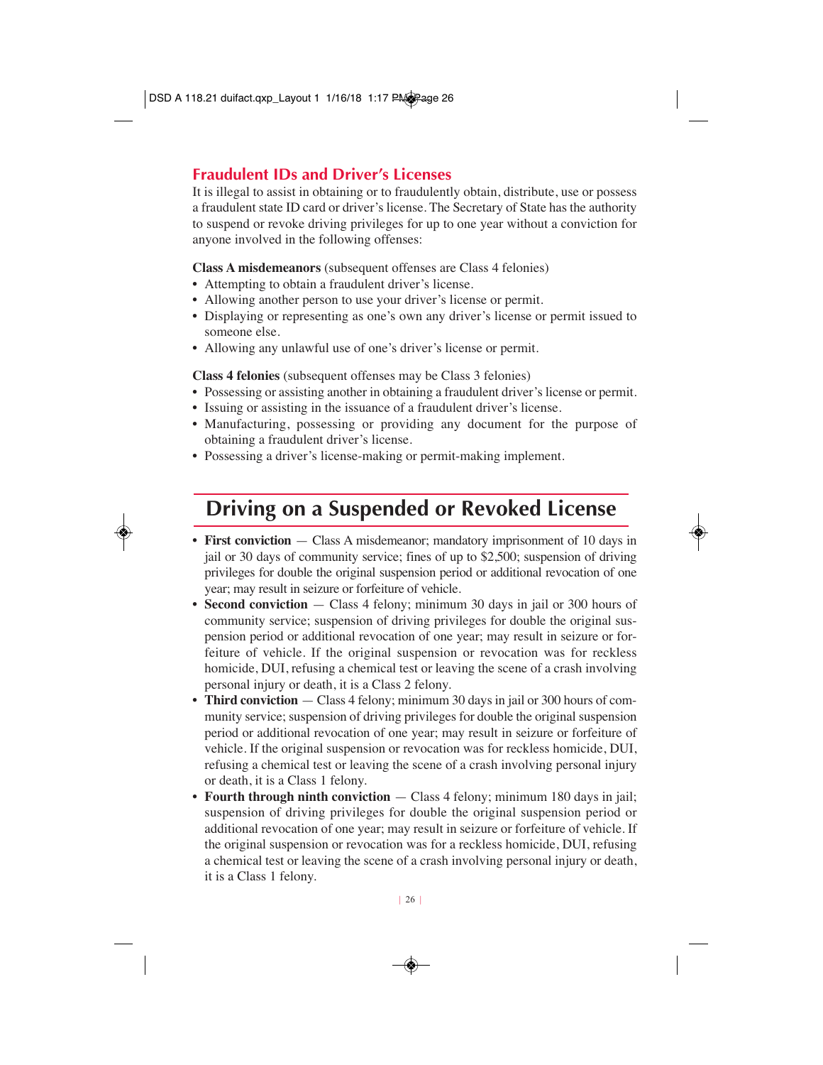## Fraudulent IDs and Driver's Licenses

It is illegal to assist in obtaining or to fraudulently obtain, distribute, use or possess a fraudulent state ID card or driver's license. The Secretary of State has the authority to suspend or revoke driving privileges for up to one year without a conviction for anyone involved in the following offenses:

**Class A misdemeanors** (subsequent offenses are Class 4 felonies)

- Attempting to obtain a fraudulent driver's license.
- Allowing another person to use your driver's license or permit.
- Displaying or representing as one's own any driver's license or permit issued to someone else.
- Allowing any unlawful use of one's driver's license or permit.

**Class 4 felonies** (subsequent offenses may be Class 3 felonies)

- Possessing or assisting another in obtaining a fraudulent driver's license or permit.
- Issuing or assisting in the issuance of a fraudulent driver's license.
- Manufacturing, possessing or providing any document for the purpose of obtaining a fraudulent driver's license.
- Possessing a driver's license-making or permit-making implement.

# Driving on a Suspended or Revoked License

- **First conviction** — Class A misdemeanor; mandatory imprisonment of 10 days in jail or 30 days of community service; fines of up to $2,500; suspension of driving privileges for double the original suspension period or additional revocation of one year; may result in seizure or forfeiture of vehicle.
- **Second conviction** — Class 4 felony; minimum 30 days in jail or 300 hours of community service; suspension of driving privileges for double the original suspension period or additional revocation of one year; may result in seizure or forfeiture of vehicle. If the original suspension or revocation was for reckless homicide, DUI, refusing a chemical test or leaving the scene of a crash involving personal injury or death, it is a Class 2 felony.
- **Third conviction** — Class 4 felony; minimum 30 days in jail or 300 hours of community service; suspension of driving privileges for double the original suspension period or additional revocation of one year; may result in seizure or forfeiture of vehicle. If the original suspension or revocation was for reckless homicide, DUI, refusing a chemical test or leaving the scene of a crash involving personal injury or death, it is a Class 1 felony.
- **Fourth through ninth conviction** — Class 4 felony; minimum 180 days in jail; suspension of driving privileges for double the original suspension period or additional revocation of one year; may result in seizure or forfeiture of vehicle. If the original suspension or revocation was for a reckless homicide, DUI, refusing a chemical test or leaving the scene of a crash involving personal injury or death, it is a Class 1 felony.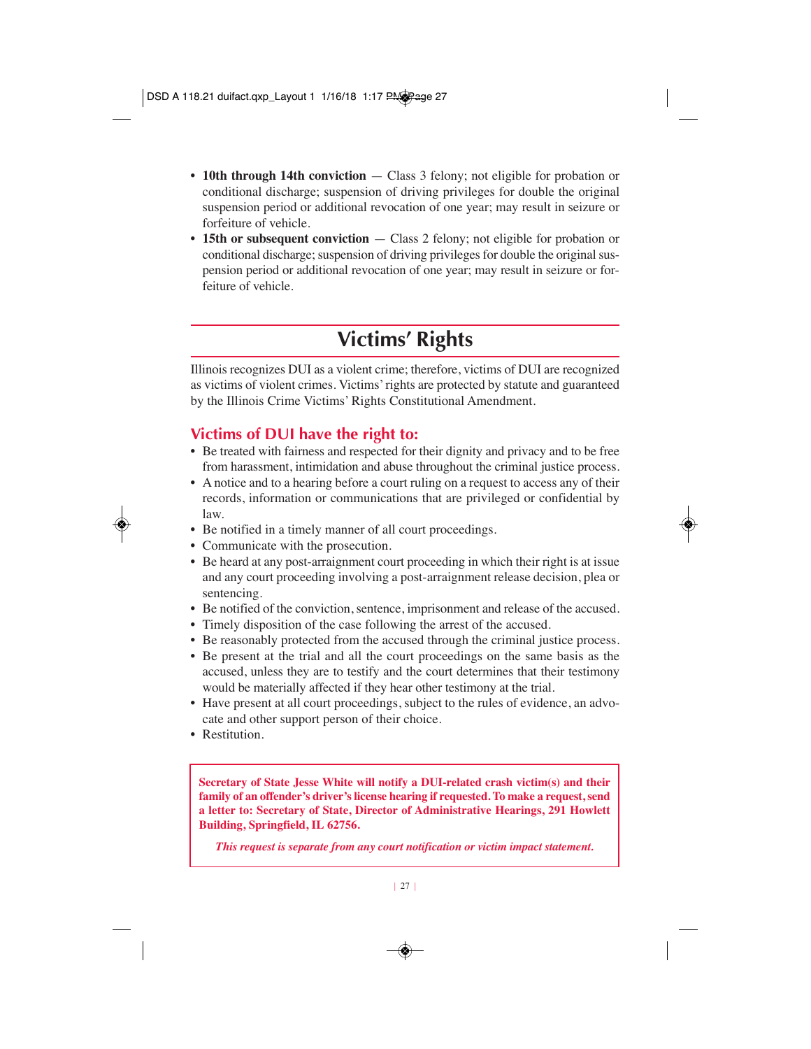- **10th through 14th conviction** — Class 3 felony; not eligible for probation or conditional discharge; suspension of driving privileges for double the original suspension period or additional revocation of one year; may result in seizure or forfeiture of vehicle.
- **15th or subsequent conviction** — Class 2 felony; not eligible for probation or conditional discharge; suspension of driving privileges for double the original suspension period or additional revocation of one year; may result in seizure or forfeiture of vehicle.

## Victims' Rights

Illinois recognizes DUI as a violent crime; therefore, victims of DUI are recognized as victims of violent crimes. Victims' rights are protected by statute and guaranteed by the Illinois Crime Victims' Rights Constitutional Amendment.

### Victims of DUI have the right to:

- Be treated with fairness and respected for their dignity and privacy and to be free from harassment, intimidation and abuse throughout the criminal justice process.
- A notice and to a hearing before a court ruling on a request to access any of their records, information or communications that are privileged or confidential by law.
- Be notified in a timely manner of all court proceedings.
- Communicate with the prosecution.
- Be heard at any post-arraignment court proceeding in which their right is at issue and any court proceeding involving a post-arraignment release decision, plea or sentencing.
- Be notified of the conviction, sentence, imprisonment and release of the accused.
- Timely disposition of the case following the arrest of the accused.
- Be reasonably protected from the accused through the criminal justice process.
- Be present at the trial and all the court proceedings on the same basis as the accused, unless they are to testify and the court determines that their testimony would be materially affected if they hear other testimony at the trial.
- Have present at all court proceedings, subject to the rules of evidence, an advocate and other support person of their choice.
- Restitution.

**Secretary of State Jesse White will notify a DUI-related crash victim(s) and their family of an offender's driver's license hearing if requested. To make a request, send a letter to: Secretary of State, Director of Administrative Hearings, 291 Howlett Building, Springfield, IL 62756.**

***This request is separate from any court notification or victim impact statement.***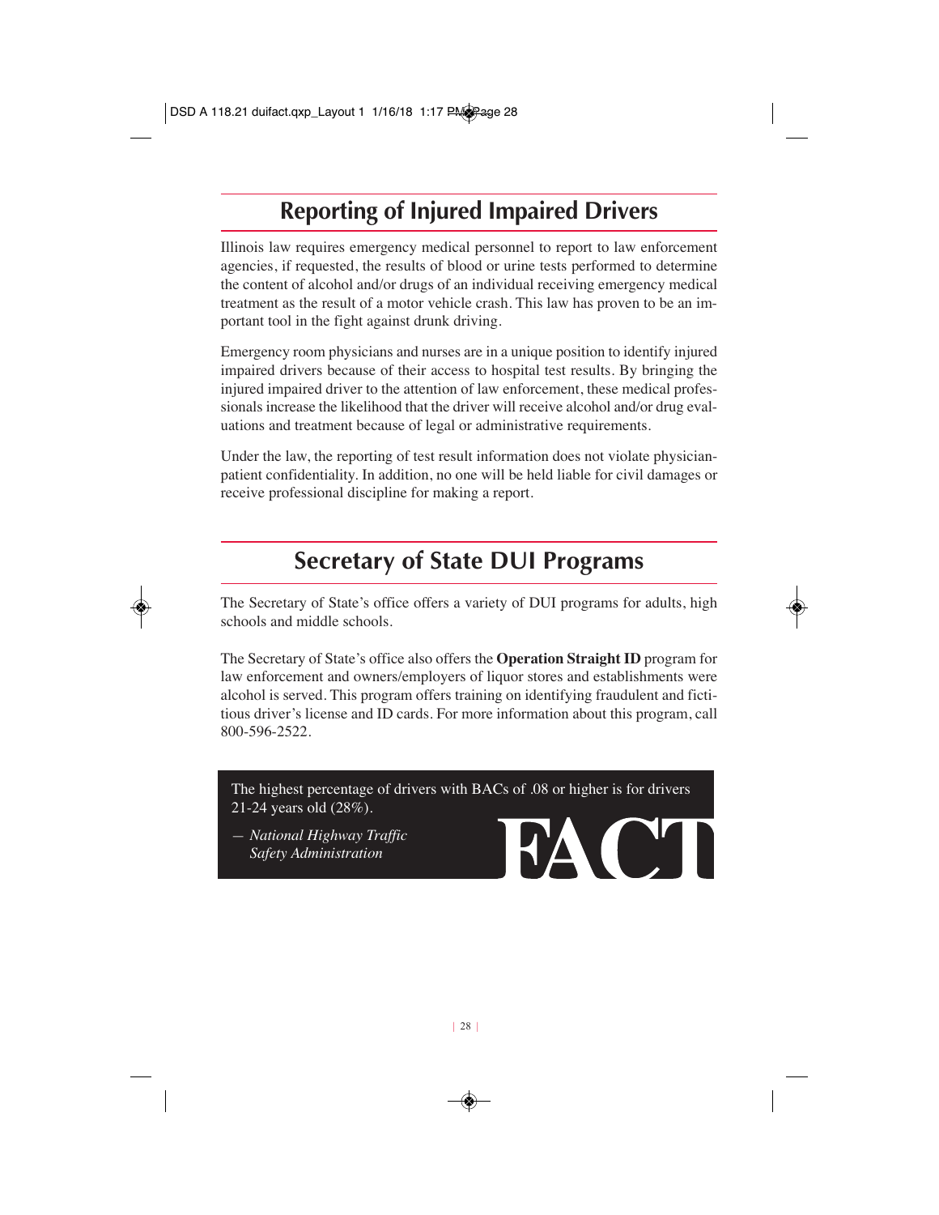## Reporting of Injured Impaired Drivers

Illinois law requires emergency medical personnel to report to law enforcement agencies, if requested, the results of blood or urine tests performed to determine the content of alcohol and/or drugs of an individual receiving emergency medical treatment as the result of a motor vehicle crash. This law has proven to be an important tool in the fight against drunk driving.

Emergency room physicians and nurses are in a unique position to identify injured impaired drivers because of their access to hospital test results. By bringing the injured impaired driver to the attention of law enforcement, these medical professionals increase the likelihood that the driver will receive alcohol and/or drug evaluations and treatment because of legal or administrative requirements.

Under the law, the reporting of test result information does not violate physician-patient confidentiality. In addition, no one will be held liable for civil damages or receive professional discipline for making a report.

## Secretary of State DUI Programs

The Secretary of State's office offers a variety of DUI programs for adults, high schools and middle schools.

The Secretary of State's office also offers the **Operation Straight ID** program for law enforcement and owners/employers of liquor stores and establishments were alcohol is served. This program offers training on identifying fraudulent and fictitious driver's license and ID cards. For more information about this program, call 800-596-2522.

The highest percentage of drivers with BACs of .08 or higher is for drivers 21-24 years old (28%).

*— National Highway Traffic Safety Administration*

**FACT**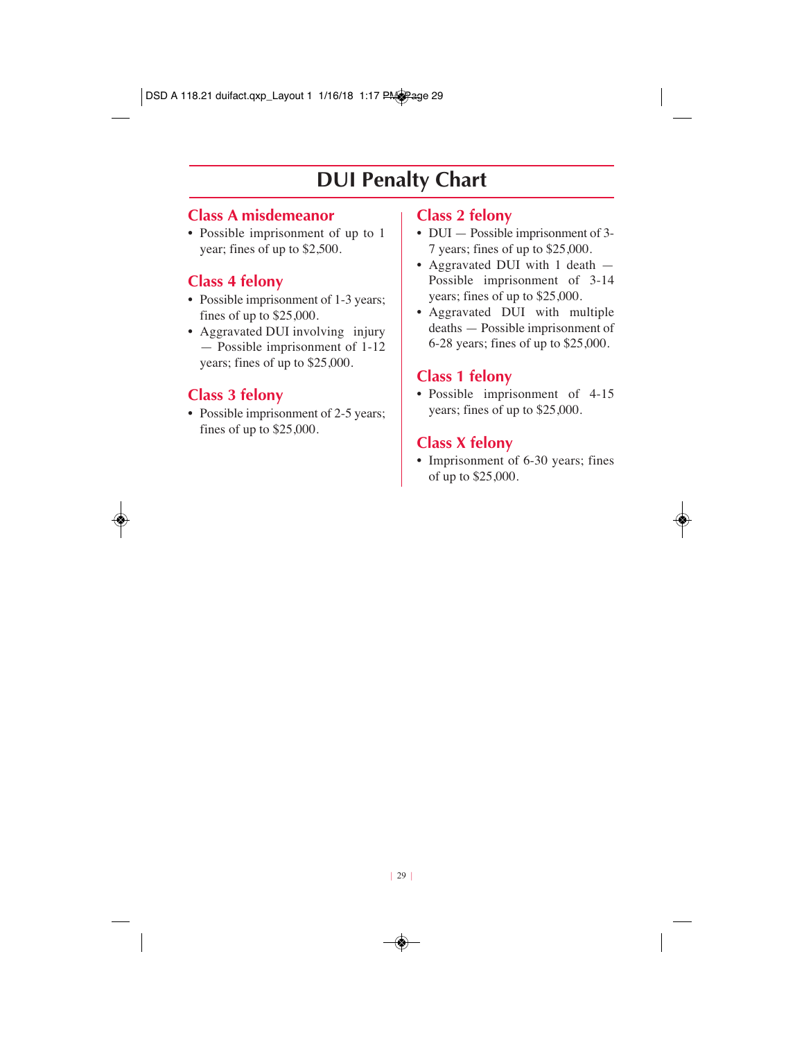# DUI Penalty Chart

## Class A misdemeanor

- Possible imprisonment of up to 1 year; fines of up to $2,500.

## Class 4 felony

- Possible imprisonment of 1-3 years; fines of up to $25,000.
- Aggravated DUI involving injury — Possible imprisonment of 1-12 years; fines of up to $25,000.

## Class 3 felony

- Possible imprisonment of 2-5 years; fines of up to $25,000.

## Class 2 felony

- DUI — Possible imprisonment of 3-7 years; fines of up to $25,000.
- Aggravated DUI with 1 death — Possible imprisonment of 3-14 years; fines of up to $25,000.
- Aggravated DUI with multiple deaths — Possible imprisonment of 6-28 years; fines of up to $25,000.

## Class 1 felony

- Possible imprisonment of 4-15 years; fines of up to $25,000.

## Class X felony

- Imprisonment of 6-30 years; fines of up to $25,000.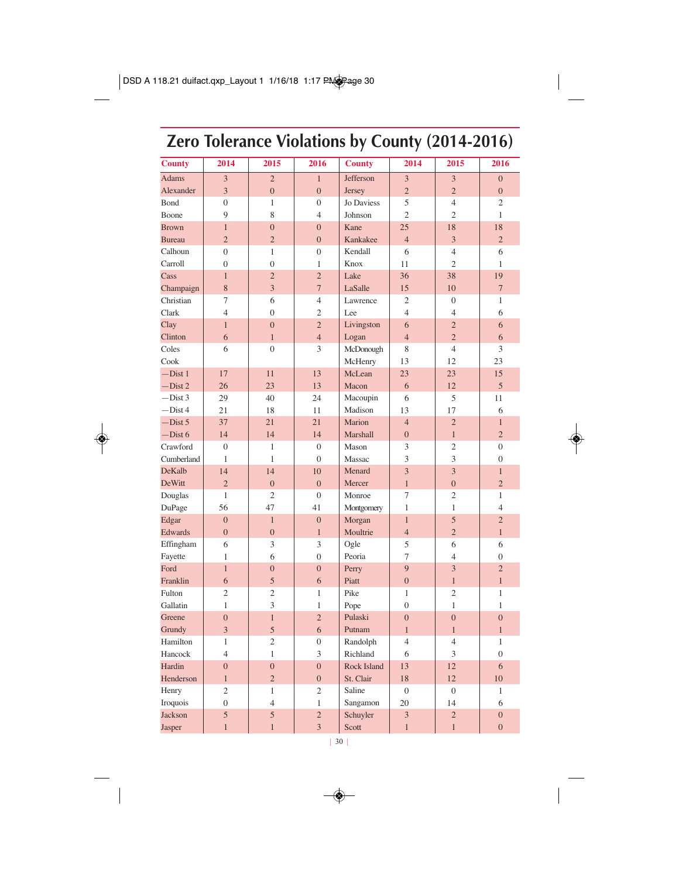# Zero Tolerance Violations by County (2014-2016)

| County | 2014 | 2015 | 2016 | County | 2014 | 2015 | 2016 |
|---|---|---|---|---|---|---|---|
| Adams | 3 | 2 | 1 | Jefferson | 3 | 3 | 0 |
| Alexander | 3 | 0 | 0 | Jersey | 2 | 2 | 0 |
| Bond | 0 | 1 | 0 | Jo Daviess | 5 | 4 | 2 |
| Boone | 9 | 8 | 4 | Johnson | 2 | 2 | 1 |
| Brown | 1 | 0 | 0 | Kane | 25 | 18 | 18 |
| Bureau | 2 | 2 | 0 | Kankakee | 4 | 3 | 2 |
| Calhoun | 0 | 1 | 0 | Kendall | 6 | 4 | 6 |
| Carroll | 0 | 0 | 1 | Knox | 11 | 2 | 1 |
| Cass | 1 | 2 | 2 | Lake | 36 | 38 | 19 |
| Champaign | 8 | 3 | 7 | LaSalle | 15 | 10 | 7 |
| Christian | 7 | 6 | 4 | Lawrence | 2 | 0 | 1 |
| Clark | 4 | 0 | 2 | Lee | 4 | 4 | 6 |
| Clay | 1 | 0 | 2 | Livingston | 6 | 2 | 6 |
| Clinton | 6 | 1 | 4 | Logan | 4 | 2 | 6 |
| Coles | 6 | 0 | 3 | McDonough | 8 | 4 | 3 |
| Cook | | | | McHenry | 13 | 12 | 23 |
| —Dist 1 | 17 | 11 | 13 | McLean | 23 | 23 | 15 |
| —Dist 2 | 26 | 23 | 13 | Macon | 6 | 12 | 5 |
| —Dist 3 | 29 | 40 | 24 | Macoupin | 6 | 5 | 11 |
| —Dist 4 | 21 | 18 | 11 | Madison | 13 | 17 | 6 |
| —Dist 5 | 37 | 21 | 21 | Marion | 4 | 2 | 1 |
| —Dist 6 | 14 | 14 | 14 | Marshall | 0 | 1 | 2 |
| Crawford | 0 | 1 | 0 | Mason | 3 | 2 | 0 |
| Cumberland | 1 | 1 | 0 | Massac | 3 | 3 | 0 |
| DeKalb | 14 | 14 | 10 | Menard | 3 | 3 | 1 |
| DeWitt | 2 | 0 | 0 | Mercer | 1 | 0 | 2 |
| Douglas | 1 | 2 | 0 | Monroe | 7 | 2 | 1 |
| DuPage | 56 | 47 | 41 | Montgomery | 1 | 1 | 4 |
| Edgar | 0 | 1 | 0 | Morgan | 1 | 5 | 2 |
| Edwards | 0 | 0 | 1 | Moultrie | 4 | 2 | 1 |
| Effingham | 6 | 3 | 3 | Ogle | 5 | 6 | 6 |
| Fayette | 1 | 6 | 0 | Peoria | 7 | 4 | 0 |
| Ford | 1 | 0 | 0 | Perry | 9 | 3 | 2 |
| Franklin | 6 | 5 | 6 | Piatt | 0 | 1 | 1 |
| Fulton | 2 | 2 | 1 | Pike | 1 | 2 | 1 |
| Gallatin | 1 | 3 | 1 | Pope | 0 | 1 | 1 |
| Greene | 0 | 1 | 2 | Pulaski | 0 | 0 | 0 |
| Grundy | 3 | 5 | 6 | Putnam | 1 | 1 | 1 |
| Hamilton | 1 | 2 | 0 | Randolph | 4 | 4 | 1 |
| Hancock | 4 | 1 | 3 | Richland | 6 | 3 | 0 |
| Hardin | 0 | 0 | 0 | Rock Island | 13 | 12 | 6 |
| Henderson | 1 | 2 | 0 | St. Clair | 18 | 12 | 10 |
| Henry | 2 | 1 | 2 | Saline | 0 | 0 | 1 |
| Iroquois | 0 | 4 | 1 | Sangamon | 20 | 14 | 6 |
| Jackson | 5 | 5 | 2 | Schuyler | 3 | 2 | 0 |
| Jasper | 1 | 1 | 3 | Scott | 1 | 1 | 0 |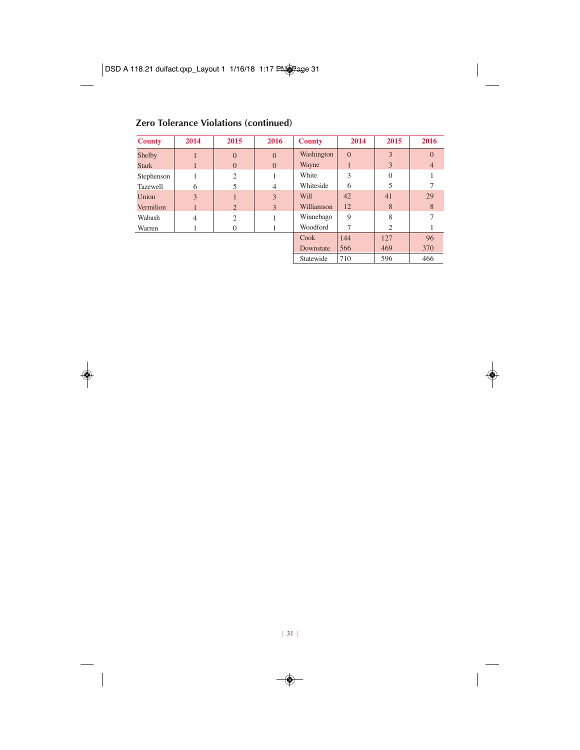## Zero Tolerance Violations (continued)

| County | 2014 | 2015 | 2016 | County | 2014 | 2015 | 2016 |
|---|---|---|---|---|---|---|---|
| Shelby | 1 | 0 | 0 | Washington | 0 | 3 | 0 |
| Stark | 1 | 0 | 0 | Wayne | 1 | 3 | 4 |
| Stephenson | 1 | 2 | 1 | White | 3 | 0 | 1 |
| Tazewell | 6 | 5 | 4 | Whiteside | 6 | 5 | 7 |
| Union | 3 | 1 | 3 | Will | 42 | 41 | 29 |
| Vermilion | 1 | 2 | 3 | Williamson | 12 | 8 | 8 |
| Wabash | 4 | 2 | 1 | Winnebago | 9 | 8 | 7 |
| Warren | 1 | 0 | 1 | Woodford | 7 | 2 | 1 |
| | | | | Cook | 144 | 127 | 96 |
| | | | | Downstate | 566 | 469 | 370 |
| | | | | Statewide | 710 | 596 | 466 |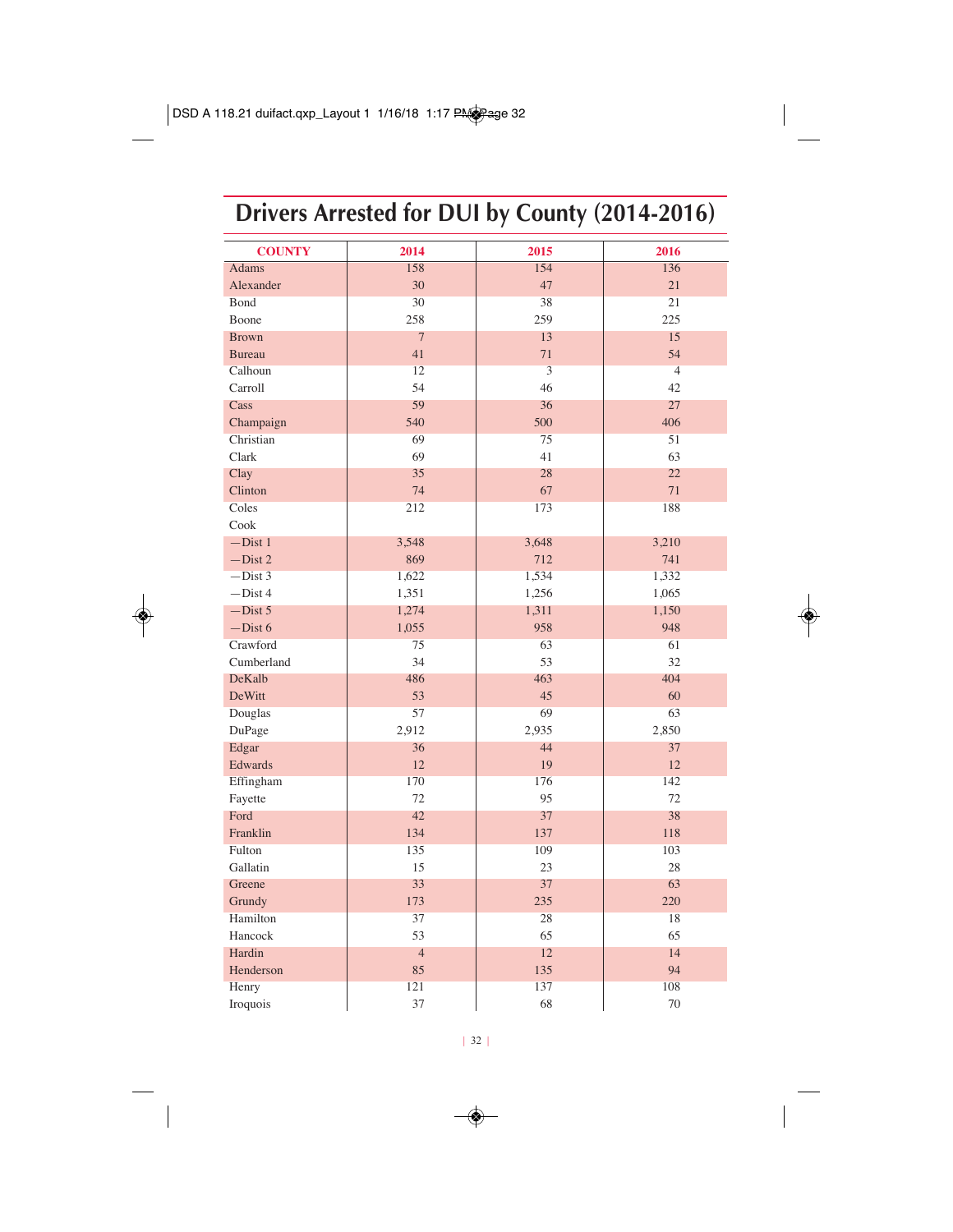# Drivers Arrested for DUI by County (2014-2016)

| COUNTY | 2014 | 2015 | 2016 |
|---|---|---|---|
| Adams | 158 | 154 | 136 |
| Alexander | 30 | 47 | 21 |
| Bond | 30 | 38 | 21 |
| Boone | 258 | 259 | 225 |
| Brown | 7 | 13 | 15 |
| Bureau | 41 | 71 | 54 |
| Calhoun | 12 | 3 | 4 |
| Carroll | 54 | 46 | 42 |
| Cass | 59 | 36 | 27 |
| Champaign | 540 | 500 | 406 |
| Christian | 69 | 75 | 51 |
| Clark | 69 | 41 | 63 |
| Clay | 35 | 28 | 22 |
| Clinton | 74 | 67 | 71 |
| Coles | 212 | 173 | 188 |
| Cook | | | |
| —Dist 1 | 3,548 | 3,648 | 3,210 |
| —Dist 2 | 869 | 712 | 741 |
| —Dist 3 | 1,622 | 1,534 | 1,332 |
| —Dist 4 | 1,351 | 1,256 | 1,065 |
| —Dist 5 | 1,274 | 1,311 | 1,150 |
| —Dist 6 | 1,055 | 958 | 948 |
| Crawford | 75 | 63 | 61 |
| Cumberland | 34 | 53 | 32 |
| DeKalb | 486 | 463 | 404 |
| DeWitt | 53 | 45 | 60 |
| Douglas | 57 | 69 | 63 |
| DuPage | 2,912 | 2,935 | 2,850 |
| Edgar | 36 | 44 | 37 |
| Edwards | 12 | 19 | 12 |
| Effingham | 170 | 176 | 142 |
| Fayette | 72 | 95 | 72 |
| Ford | 42 | 37 | 38 |
| Franklin | 134 | 137 | 118 |
| Fulton | 135 | 109 | 103 |
| Gallatin | 15 | 23 | 28 |
| Greene | 33 | 37 | 63 |
| Grundy | 173 | 235 | 220 |
| Hamilton | 37 | 28 | 18 |
| Hancock | 53 | 65 | 65 |
| Hardin | 4 | 12 | 14 |
| Henderson | 85 | 135 | 94 |
| Henry | 121 | 137 | 108 |
| Iroquois | 37 | 68 | 70 |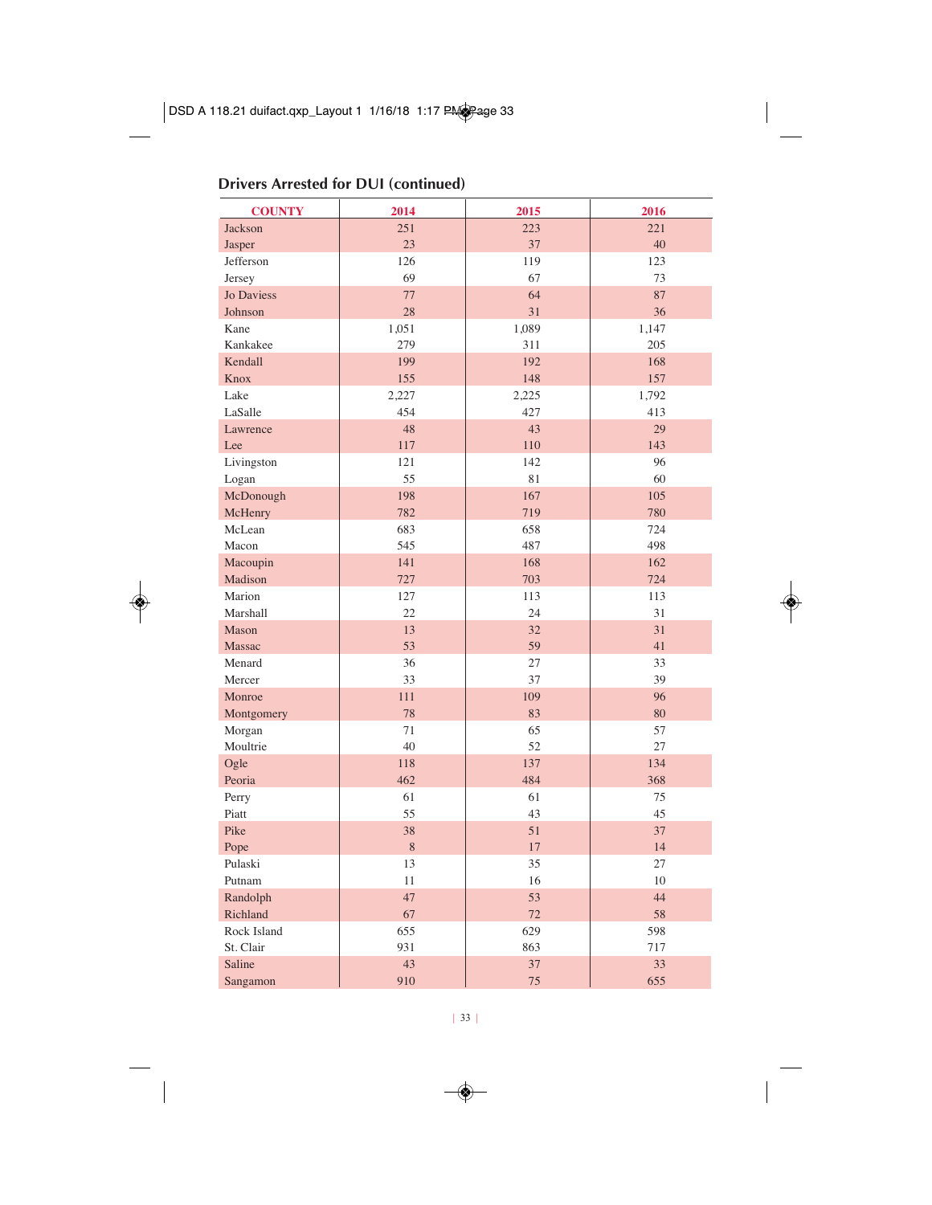## Drivers Arrested for DUI (continued)

| COUNTY | 2014 | 2015 | 2016 |
|---|---|---|---|
| Jackson | 251 | 223 | 221 |
| Jasper | 23 | 37 | 40 |
| Jefferson | 126 | 119 | 123 |
| Jersey | 69 | 67 | 73 |
| Jo Daviess | 77 | 64 | 87 |
| Johnson | 28 | 31 | 36 |
| Kane | 1,051 | 1,089 | 1,147 |
| Kankakee | 279 | 311 | 205 |
| Kendall | 199 | 192 | 168 |
| Knox | 155 | 148 | 157 |
| Lake | 2,227 | 2,225 | 1,792 |
| LaSalle | 454 | 427 | 413 |
| Lawrence | 48 | 43 | 29 |
| Lee | 117 | 110 | 143 |
| Livingston | 121 | 142 | 96 |
| Logan | 55 | 81 | 60 |
| McDonough | 198 | 167 | 105 |
| McHenry | 782 | 719 | 780 |
| McLean | 683 | 658 | 724 |
| Macon | 545 | 487 | 498 |
| Macoupin | 141 | 168 | 162 |
| Madison | 727 | 703 | 724 |
| Marion | 127 | 113 | 113 |
| Marshall | 22 | 24 | 31 |
| Mason | 13 | 32 | 31 |
| Massac | 53 | 59 | 41 |
| Menard | 36 | 27 | 33 |
| Mercer | 33 | 37 | 39 |
| Monroe | 111 | 109 | 96 |
| Montgomery | 78 | 83 | 80 |
| Morgan | 71 | 65 | 57 |
| Moultrie | 40 | 52 | 27 |
| Ogle | 118 | 137 | 134 |
| Peoria | 462 | 484 | 368 |
| Perry | 61 | 61 | 75 |
| Piatt | 55 | 43 | 45 |
| Pike | 38 | 51 | 37 |
| Pope | 8 | 17 | 14 |
| Pulaski | 13 | 35 | 27 |
| Putnam | 11 | 16 | 10 |
| Randolph | 47 | 53 | 44 |
| Richland | 67 | 72 | 58 |
| Rock Island | 655 | 629 | 598 |
| St. Clair | 931 | 863 | 717 |
| Saline | 43 | 37 | 33 |
| Sangamon | 910 | 75 | 655 |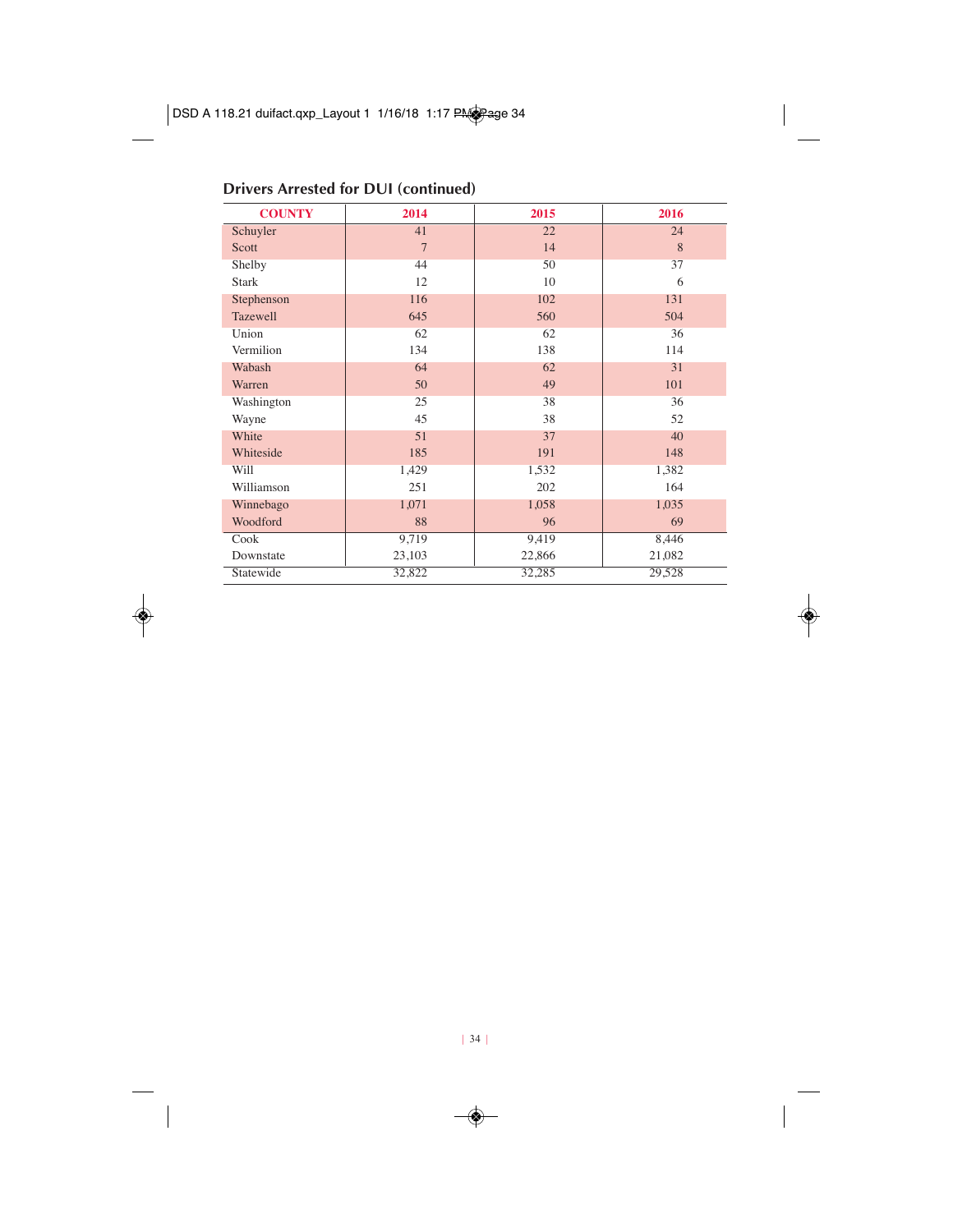## Drivers Arrested for DUI (continued)

| COUNTY | 2014 | 2015 | 2016 |
|---|---|---|---|
| Schuyler | 41 | 22 | 24 |
| Scott | 7 | 14 | 8 |
| Shelby | 44 | 50 | 37 |
| Stark | 12 | 10 | 6 |
| Stephenson | 116 | 102 | 131 |
| Tazewell | 645 | 560 | 504 |
| Union | 62 | 62 | 36 |
| Vermilion | 134 | 138 | 114 |
| Wabash | 64 | 62 | 31 |
| Warren | 50 | 49 | 101 |
| Washington | 25 | 38 | 36 |
| Wayne | 45 | 38 | 52 |
| White | 51 | 37 | 40 |
| Whiteside | 185 | 191 | 148 |
| Will | 1,429 | 1,532 | 1,382 |
| Williamson | 251 | 202 | 164 |
| Winnebago | 1,071 | 1,058 | 1,035 |
| Woodford | 88 | 96 | 69 |
| Cook | 9,719 | 9,419 | 8,446 |
| Downstate | 23,103 | 22,866 | 21,082 |
| Statewide | 32,822 | 32,285 | 29,528 |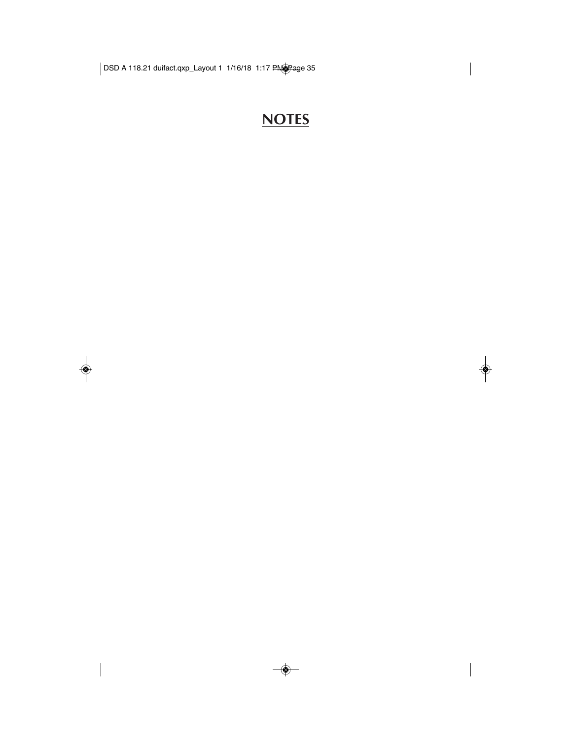# NOTES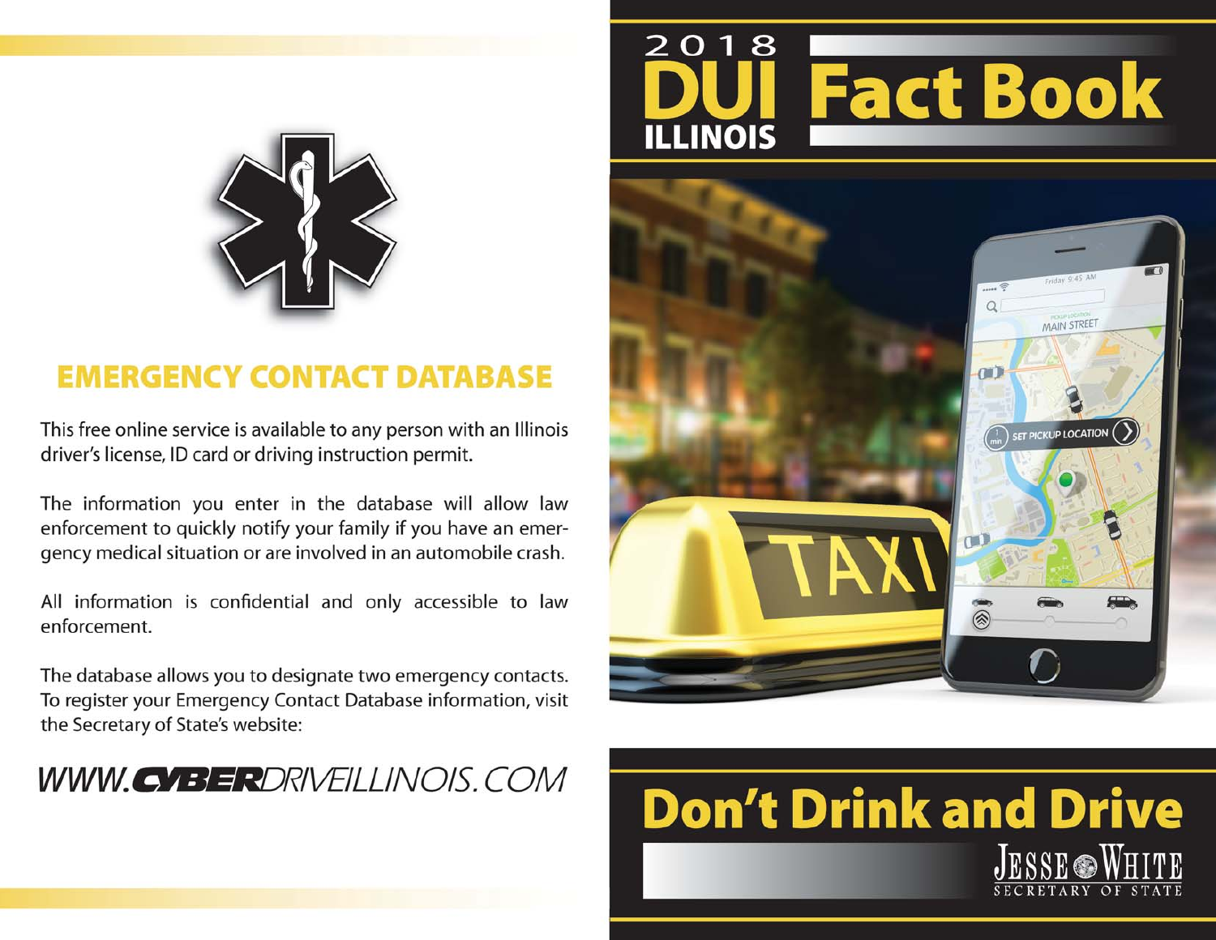## EMERGENCY CONTACT DATABASE

This free online service is available to any person with an Illinois driver's license, ID card or driving instruction permit.

The information you enter in the database will allow law enforcement to quickly notify your family if you have an emergency medical situation or are involved in an automobile crash.

All information is confidential and only accessible to law enforcement.

The database allows you to designate two emergency contacts. To register your Emergency Contact Database information, visit the Secretary of State's website:

*WWW.**CYBER**DRIVEILLINOIS.COM*

# 2018 DUI ILLINOIS Fact Book

## Don't Drink and Drive

JESSE WHITE
SECRETARY OF STATE